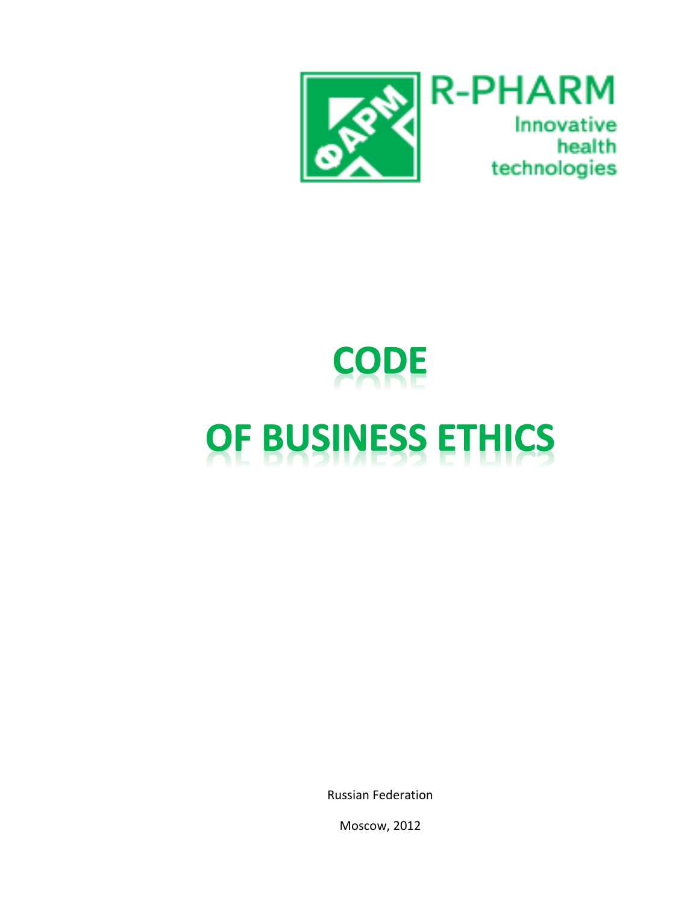R-PHARM

Innovative health technologies

# CODE

# OF BUSINESS ETHICS

Russian Federation

Moscow, 2012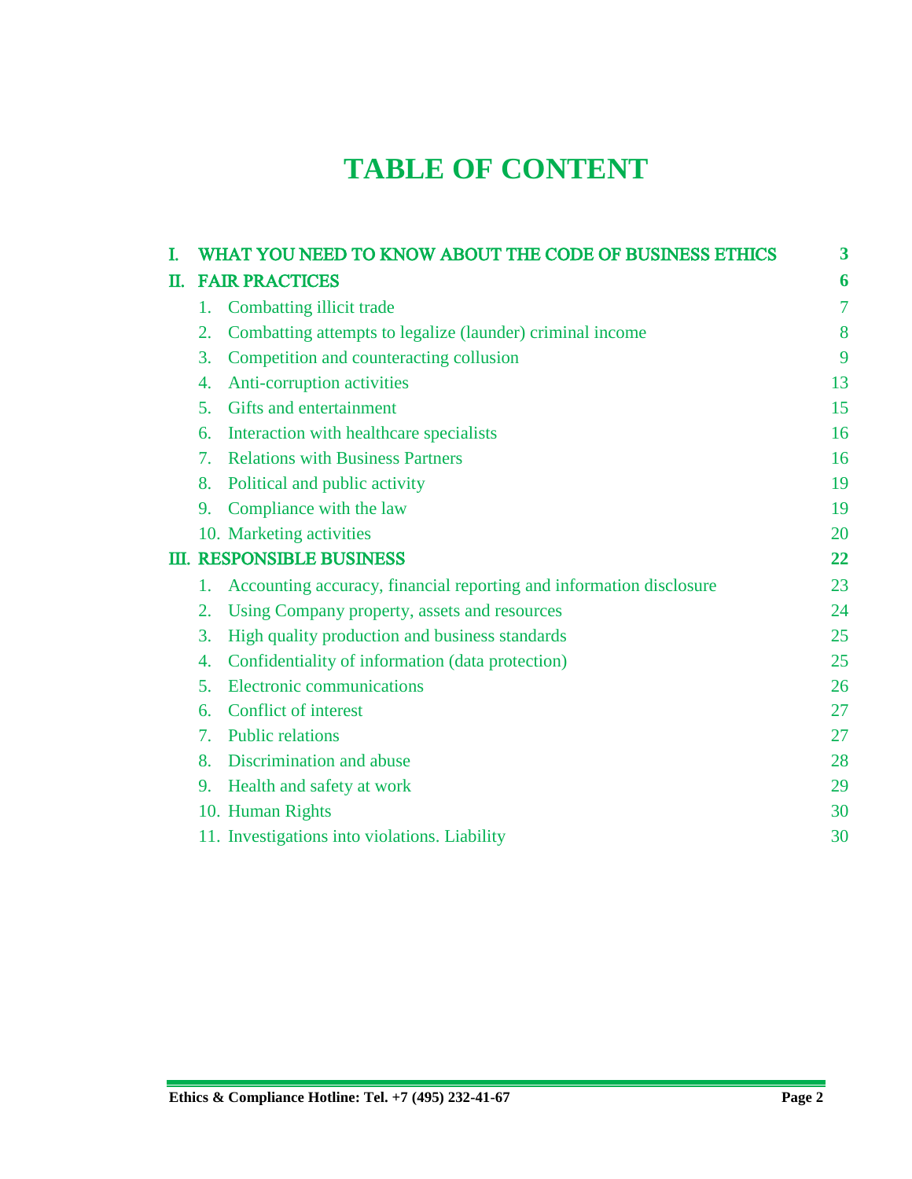# TABLE OF CONTENT

| | | |
|---|---|---|
| **I.** | **WHAT YOU NEED TO KNOW ABOUT THE CODE OF BUSINESS ETHICS** | **3** |
| **II.** | **FAIR PRACTICES** | **6** |
| | 1. Combatting illicit trade | 7 |
| | 2. Combatting attempts to legalize (launder) criminal income | 8 |
| | 3. Competition and counteracting collusion | 9 |
| | 4. Anti-corruption activities | 13 |
| | 5. Gifts and entertainment | 15 |
| | 6. Interaction with healthcare specialists | 16 |
| | 7. Relations with Business Partners | 16 |
| | 8. Political and public activity | 19 |
| | 9. Compliance with the law | 19 |
| | 10. Marketing activities | 20 |
| **III.** | **RESPONSIBLE BUSINESS** | **22** |
| | 1. Accounting accuracy, financial reporting and information disclosure | 23 |
| | 2. Using Company property, assets and resources | 24 |
| | 3. High quality production and business standards | 25 |
| | 4. Confidentiality of information (data protection) | 25 |
| | 5. Electronic communications | 26 |
| | 6. Conflict of interest | 27 |
| | 7. Public relations | 27 |
| | 8. Discrimination and abuse | 28 |
| | 9. Health and safety at work | 29 |
| | 10. Human Rights | 30 |
| | 11. Investigations into violations. Liability | 30 |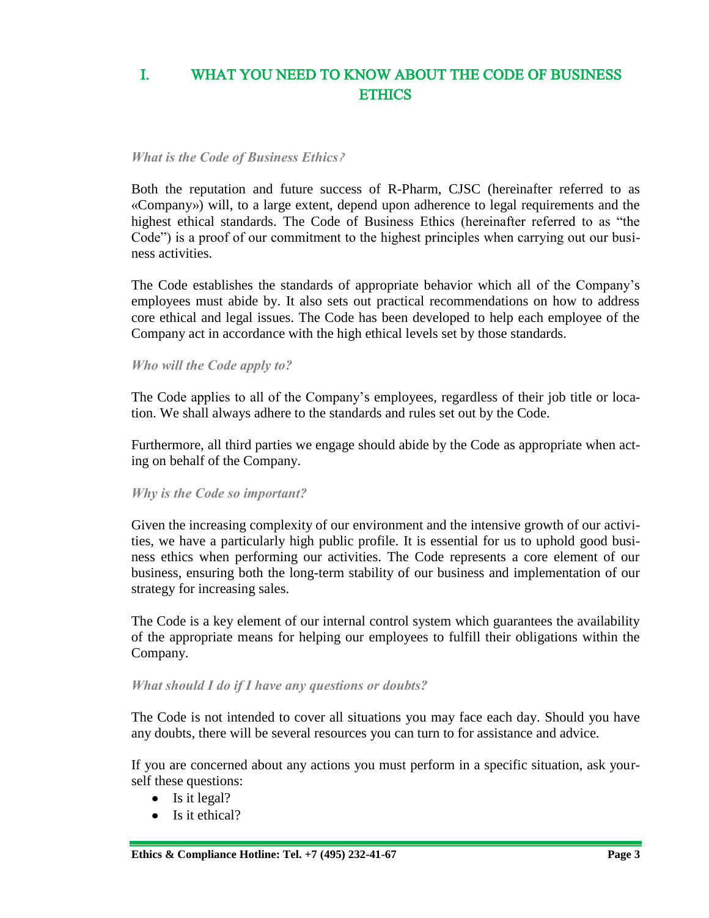# I. WHAT YOU NEED TO KNOW ABOUT THE CODE OF BUSINESS ETHICS

***What is the Code of Business Ethics?***

Both the reputation and future success of R-Pharm, CJSC (hereinafter referred to as «Company») will, to a large extent, depend upon adherence to legal requirements and the highest ethical standards. The Code of Business Ethics (hereinafter referred to as "the Code") is a proof of our commitment to the highest principles when carrying out our business activities.

The Code establishes the standards of appropriate behavior which all of the Company's employees must abide by. It also sets out practical recommendations on how to address core ethical and legal issues. The Code has been developed to help each employee of the Company act in accordance with the high ethical levels set by those standards.

***Who will the Code apply to?***

The Code applies to all of the Company's employees, regardless of their job title or location. We shall always adhere to the standards and rules set out by the Code.

Furthermore, all third parties we engage should abide by the Code as appropriate when acting on behalf of the Company.

***Why is the Code so important?***

Given the increasing complexity of our environment and the intensive growth of our activities, we have a particularly high public profile. It is essential for us to uphold good business ethics when performing our activities. The Code represents a core element of our business, ensuring both the long-term stability of our business and implementation of our strategy for increasing sales.

The Code is a key element of our internal control system which guarantees the availability of the appropriate means for helping our employees to fulfill their obligations within the Company.

***What should I do if I have any questions or doubts?***

The Code is not intended to cover all situations you may face each day. Should you have any doubts, there will be several resources you can turn to for assistance and advice.

If you are concerned about any actions you must perform in a specific situation, ask yourself these questions:

- Is it legal?
- Is it ethical?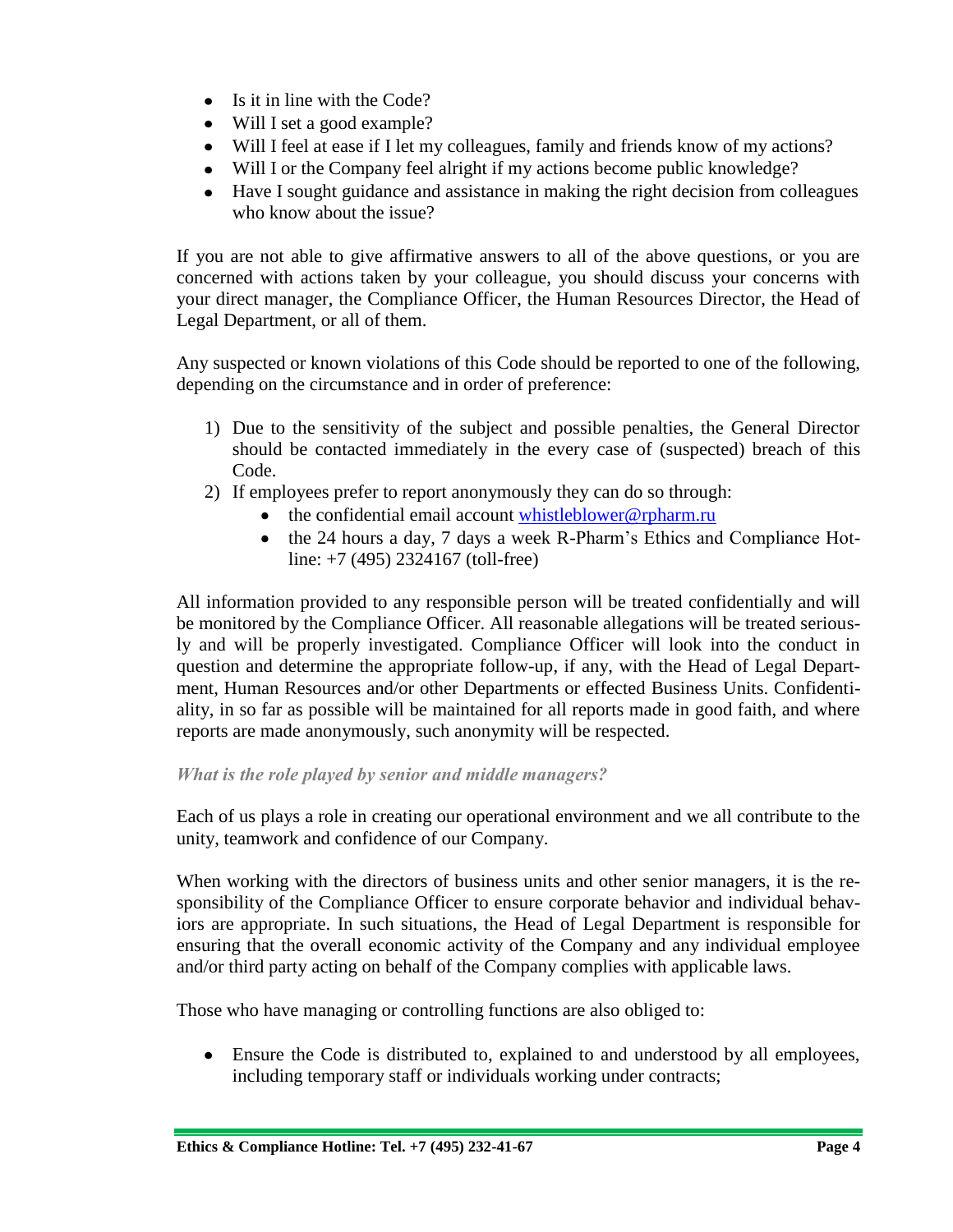- Is it in line with the Code?
- Will I set a good example?
- Will I feel at ease if I let my colleagues, family and friends know of my actions?
- Will I or the Company feel alright if my actions become public knowledge?
- Have I sought guidance and assistance in making the right decision from colleagues who know about the issue?

If you are not able to give affirmative answers to all of the above questions, or you are concerned with actions taken by your colleague, you should discuss your concerns with your direct manager, the Compliance Officer, the Human Resources Director, the Head of Legal Department, or all of them.

Any suspected or known violations of this Code should be reported to one of the following, depending on the circumstance and in order of preference:

1) Due to the sensitivity of the subject and possible penalties, the General Director should be contacted immediately in the every case of (suspected) breach of this Code.
2) If employees prefer to report anonymously they can do so through:
   - the confidential email account [whistleblower@rpharm.ru](mailto:whistleblower@rpharm.ru)
   - the 24 hours a day, 7 days a week R-Pharm's Ethics and Compliance Hotline: +7 (495) 2324167 (toll-free)

All information provided to any responsible person will be treated confidentially and will be monitored by the Compliance Officer. All reasonable allegations will be treated seriously and will be properly investigated. Compliance Officer will look into the conduct in question and determine the appropriate follow-up, if any, with the Head of Legal Department, Human Resources and/or other Departments or effected Business Units. Confidentiality, in so far as possible will be maintained for all reports made in good faith, and where reports are made anonymously, such anonymity will be respected.

### *What is the role played by senior and middle managers?*

Each of us plays a role in creating our operational environment and we all contribute to the unity, teamwork and confidence of our Company.

When working with the directors of business units and other senior managers, it is the responsibility of the Compliance Officer to ensure corporate behavior and individual behaviors are appropriate. In such situations, the Head of Legal Department is responsible for ensuring that the overall economic activity of the Company and any individual employee and/or third party acting on behalf of the Company complies with applicable laws.

Those who have managing or controlling functions are also obliged to:

- Ensure the Code is distributed to, explained to and understood by all employees, including temporary staff or individuals working under contracts;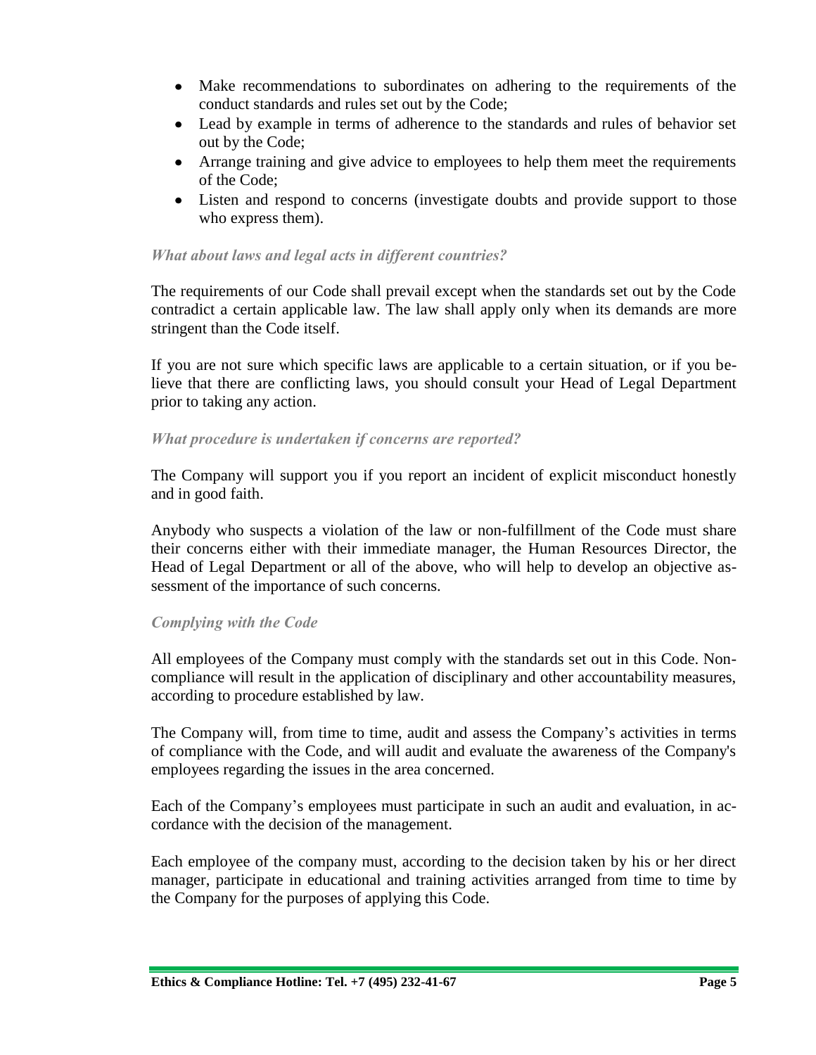- Make recommendations to subordinates on adhering to the requirements of the conduct standards and rules set out by the Code;
- Lead by example in terms of adherence to the standards and rules of behavior set out by the Code;
- Arrange training and give advice to employees to help them meet the requirements of the Code;
- Listen and respond to concerns (investigate doubts and provide support to those who express them).

### *What about laws and legal acts in different countries?*

The requirements of our Code shall prevail except when the standards set out by the Code contradict a certain applicable law. The law shall apply only when its demands are more stringent than the Code itself.

If you are not sure which specific laws are applicable to a certain situation, or if you believe that there are conflicting laws, you should consult your Head of Legal Department prior to taking any action.

### *What procedure is undertaken if concerns are reported?*

The Company will support you if you report an incident of explicit misconduct honestly and in good faith.

Anybody who suspects a violation of the law or non-fulfillment of the Code must share their concerns either with their immediate manager, the Human Resources Director, the Head of Legal Department or all of the above, who will help to develop an objective assessment of the importance of such concerns.

### *Complying with the Code*

All employees of the Company must comply with the standards set out in this Code. Non-compliance will result in the application of disciplinary and other accountability measures, according to procedure established by law.

The Company will, from time to time, audit and assess the Company's activities in terms of compliance with the Code, and will audit and evaluate the awareness of the Company's employees regarding the issues in the area concerned.

Each of the Company's employees must participate in such an audit and evaluation, in accordance with the decision of the management.

Each employee of the company must, according to the decision taken by his or her direct manager, participate in educational and training activities arranged from time to time by the Company for the purposes of applying this Code.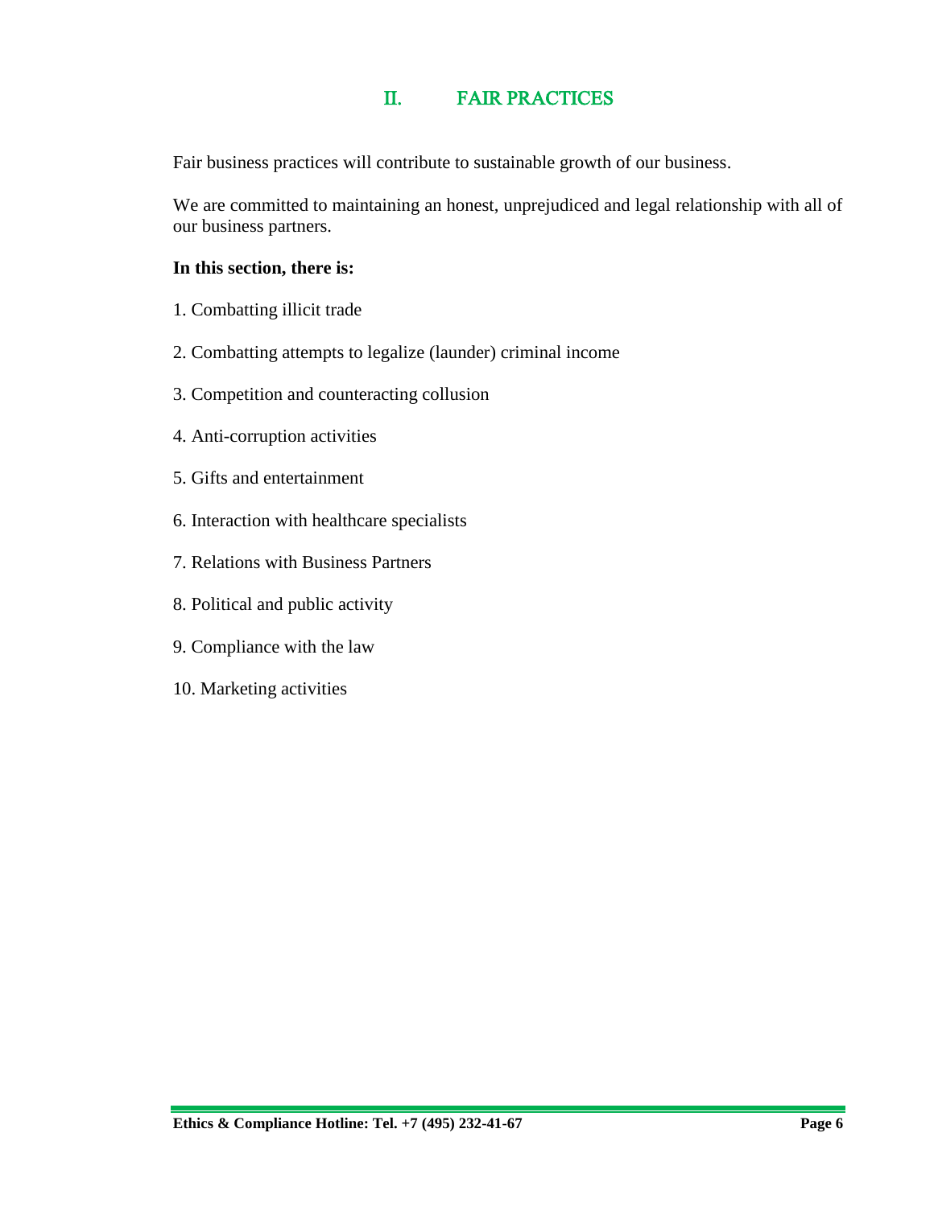# II. FAIR PRACTICES

Fair business practices will contribute to sustainable growth of our business.

We are committed to maintaining an honest, unprejudiced and legal relationship with all of our business partners.

**In this section, there is:**

1. Combatting illicit trade
2. Combatting attempts to legalize (launder) criminal income
3. Competition and counteracting collusion
4. Anti-corruption activities
5. Gifts and entertainment
6. Interaction with healthcare specialists
7. Relations with Business Partners
8. Political and public activity
9. Compliance with the law
10. Marketing activities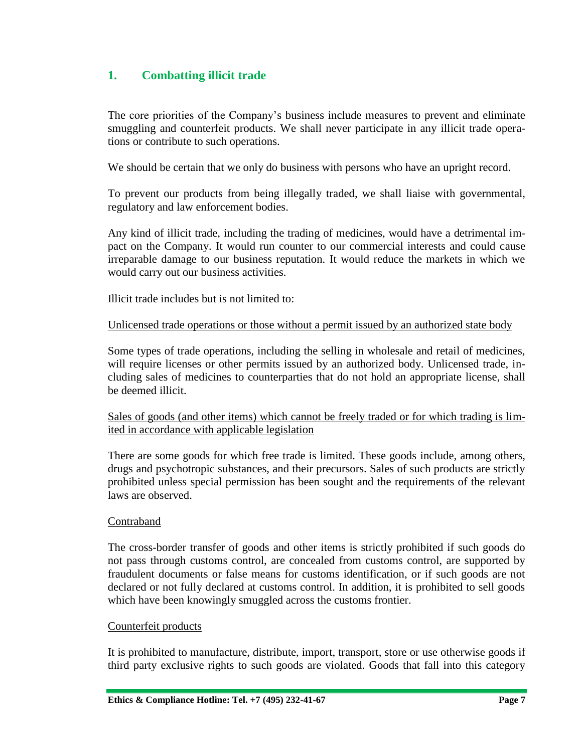## 1. Combatting illicit trade

The core priorities of the Company's business include measures to prevent and eliminate smuggling and counterfeit products. We shall never participate in any illicit trade operations or contribute to such operations.

We should be certain that we only do business with persons who have an upright record.

To prevent our products from being illegally traded, we shall liaise with governmental, regulatory and law enforcement bodies.

Any kind of illicit trade, including the trading of medicines, would have a detrimental impact on the Company. It would run counter to our commercial interests and could cause irreparable damage to our business reputation. It would reduce the markets in which we would carry out our business activities.

Illicit trade includes but is not limited to:

Unlicensed trade operations or those without a permit issued by an authorized state body

Some types of trade operations, including the selling in wholesale and retail of medicines, will require licenses or other permits issued by an authorized body. Unlicensed trade, including sales of medicines to counterparties that do not hold an appropriate license, shall be deemed illicit.

Sales of goods (and other items) which cannot be freely traded or for which trading is limited in accordance with applicable legislation

There are some goods for which free trade is limited. These goods include, among others, drugs and psychotropic substances, and their precursors. Sales of such products are strictly prohibited unless special permission has been sought and the requirements of the relevant laws are observed.

Contraband

The cross-border transfer of goods and other items is strictly prohibited if such goods do not pass through customs control, are concealed from customs control, are supported by fraudulent documents or false means for customs identification, or if such goods are not declared or not fully declared at customs control. In addition, it is prohibited to sell goods which have been knowingly smuggled across the customs frontier.

Counterfeit products

It is prohibited to manufacture, distribute, import, transport, store or use otherwise goods if third party exclusive rights to such goods are violated. Goods that fall into this category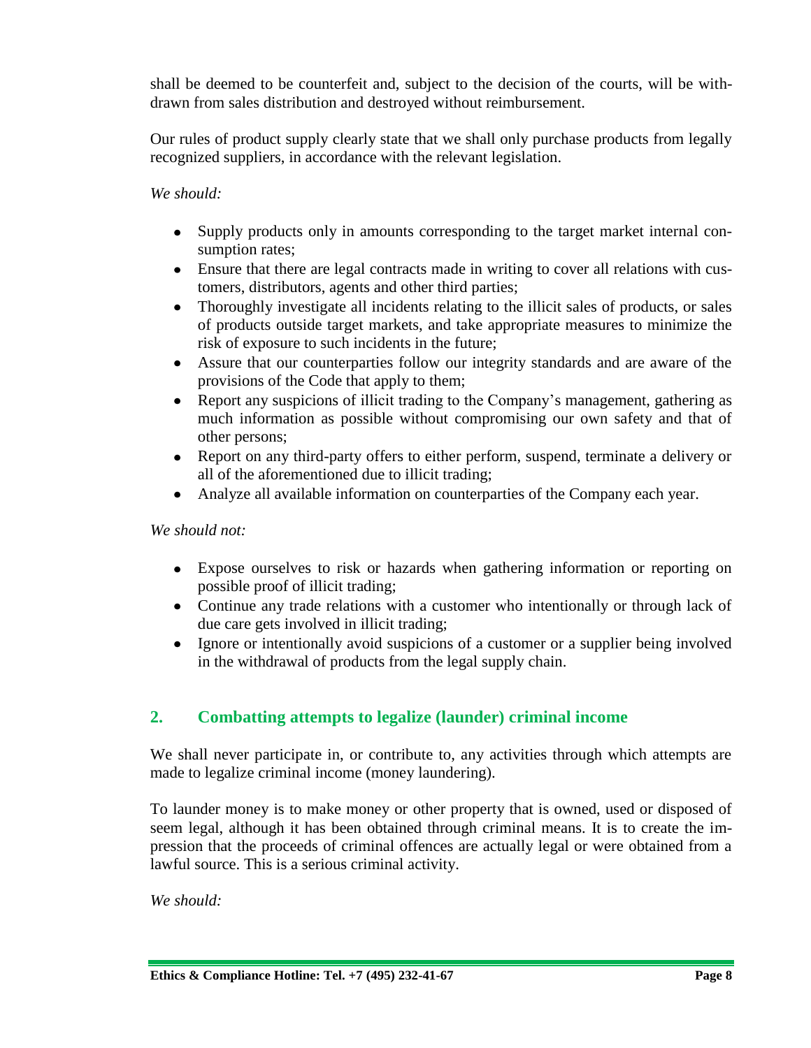shall be deemed to be counterfeit and, subject to the decision of the courts, will be withdrawn from sales distribution and destroyed without reimbursement.

Our rules of product supply clearly state that we shall only purchase products from legally recognized suppliers, in accordance with the relevant legislation.

*We should:*

- Supply products only in amounts corresponding to the target market internal consumption rates;
- Ensure that there are legal contracts made in writing to cover all relations with customers, distributors, agents and other third parties;
- Thoroughly investigate all incidents relating to the illicit sales of products, or sales of products outside target markets, and take appropriate measures to minimize the risk of exposure to such incidents in the future;
- Assure that our counterparties follow our integrity standards and are aware of the provisions of the Code that apply to them;
- Report any suspicions of illicit trading to the Company's management, gathering as much information as possible without compromising our own safety and that of other persons;
- Report on any third-party offers to either perform, suspend, terminate a delivery or all of the aforementioned due to illicit trading;
- Analyze all available information on counterparties of the Company each year.

*We should not:*

- Expose ourselves to risk or hazards when gathering information or reporting on possible proof of illicit trading;
- Continue any trade relations with a customer who intentionally or through lack of due care gets involved in illicit trading;
- Ignore or intentionally avoid suspicions of a customer or a supplier being involved in the withdrawal of products from the legal supply chain.

## 2. Combatting attempts to legalize (launder) criminal income

We shall never participate in, or contribute to, any activities through which attempts are made to legalize criminal income (money laundering).

To launder money is to make money or other property that is owned, used or disposed of seem legal, although it has been obtained through criminal means. It is to create the impression that the proceeds of criminal offences are actually legal or were obtained from a lawful source. This is a serious criminal activity.

*We should:*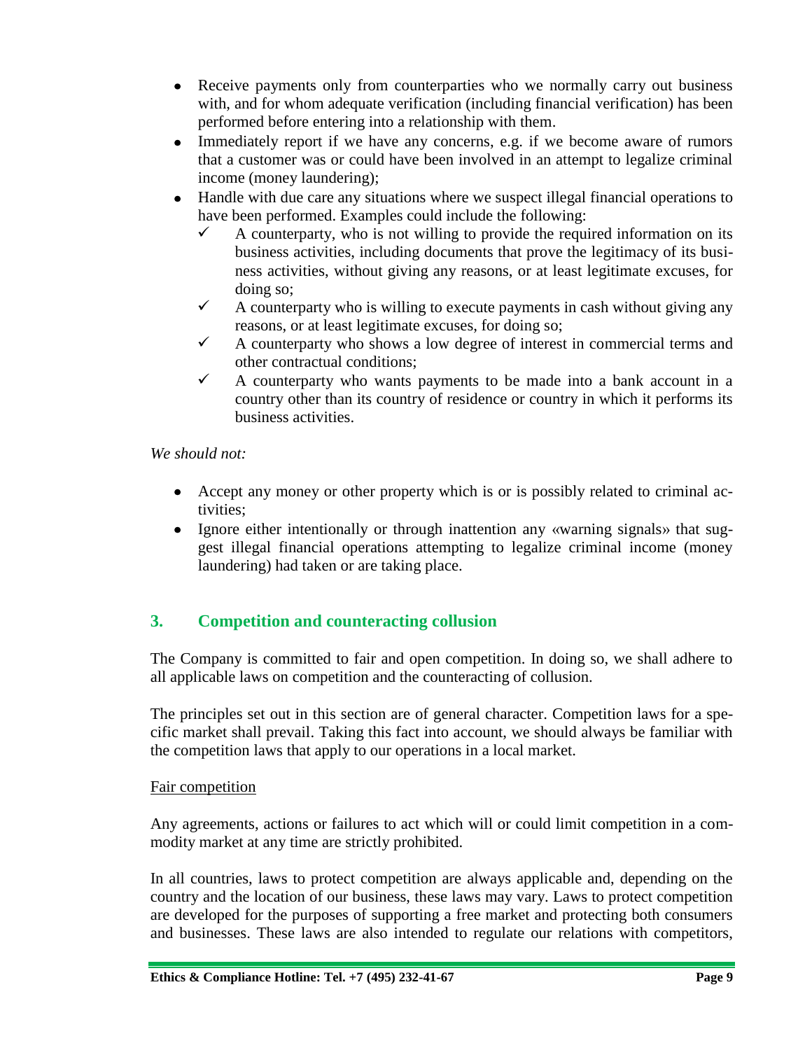- Receive payments only from counterparties who we normally carry out business with, and for whom adequate verification (including financial verification) has been performed before entering into a relationship with them.
- Immediately report if we have any concerns, e.g. if we become aware of rumors that a customer was or could have been involved in an attempt to legalize criminal income (money laundering);
- Handle with due care any situations where we suspect illegal financial operations to have been performed. Examples could include the following:
  - ✓ A counterparty, who is not willing to provide the required information on its business activities, including documents that prove the legitimacy of its business activities, without giving any reasons, or at least legitimate excuses, for doing so;
  - ✓ A counterparty who is willing to execute payments in cash without giving any reasons, or at least legitimate excuses, for doing so;
  - ✓ A counterparty who shows a low degree of interest in commercial terms and other contractual conditions;
  - ✓ A counterparty who wants payments to be made into a bank account in a country other than its country of residence or country in which it performs its business activities.

*We should not:*

- Accept any money or other property which is or is possibly related to criminal activities;
- Ignore either intentionally or through inattention any «warning signals» that suggest illegal financial operations attempting to legalize criminal income (money laundering) had taken or are taking place.

## 3. Competition and counteracting collusion

The Company is committed to fair and open competition. In doing so, we shall adhere to all applicable laws on competition and the counteracting of collusion.

The principles set out in this section are of general character. Competition laws for a specific market shall prevail. Taking this fact into account, we should always be familiar with the competition laws that apply to our operations in a local market.

<u>Fair competition</u>

Any agreements, actions or failures to act which will or could limit competition in a commodity market at any time are strictly prohibited.

In all countries, laws to protect competition are always applicable and, depending on the country and the location of our business, these laws may vary. Laws to protect competition are developed for the purposes of supporting a free market and protecting both consumers and businesses. These laws are also intended to regulate our relations with competitors,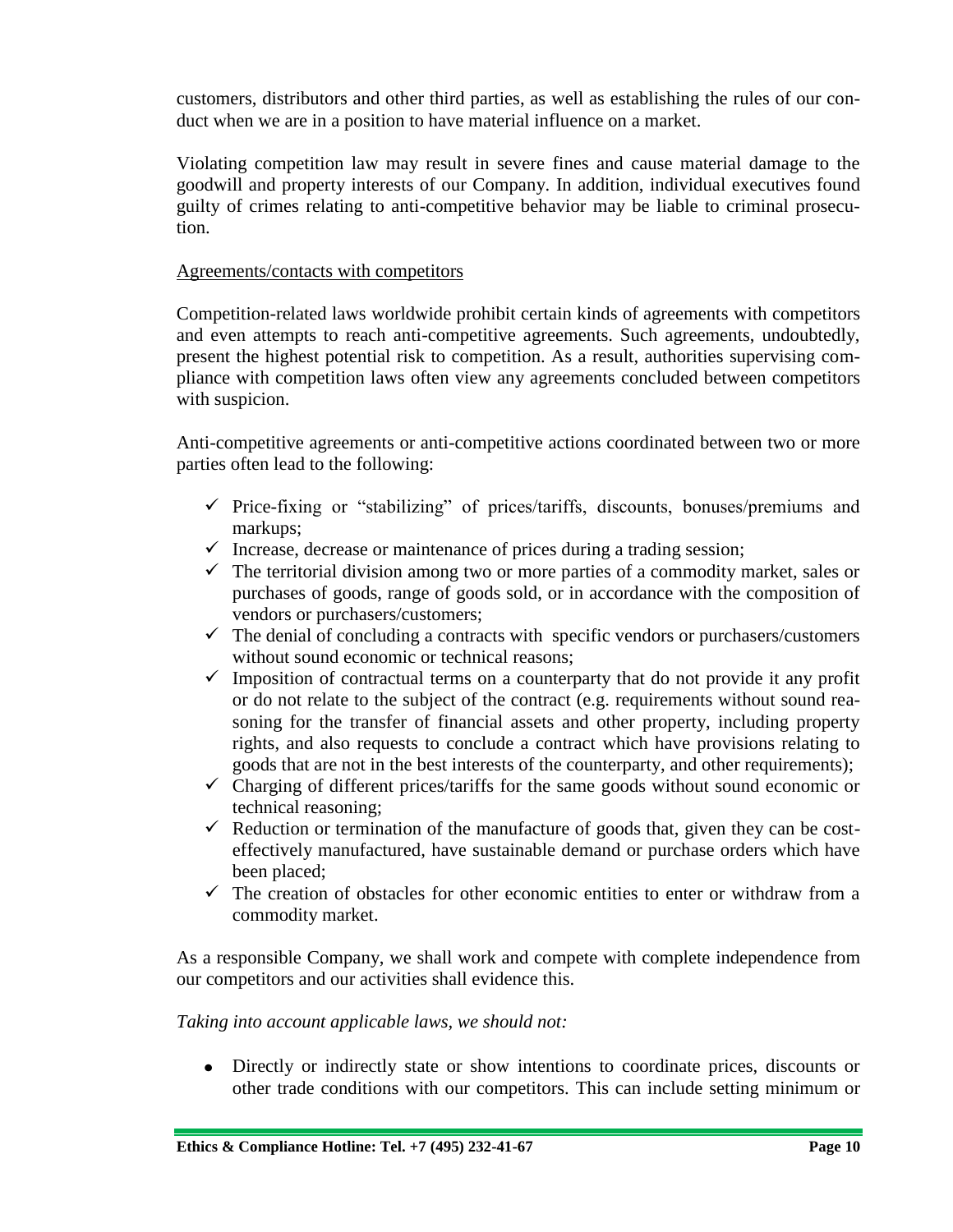customers, distributors and other third parties, as well as establishing the rules of our conduct when we are in a position to have material influence on a market.

Violating competition law may result in severe fines and cause material damage to the goodwill and property interests of our Company. In addition, individual executives found guilty of crimes relating to anti-competitive behavior may be liable to criminal prosecution.

<u>Agreements/contacts with competitors</u>

Competition-related laws worldwide prohibit certain kinds of agreements with competitors and even attempts to reach anti-competitive agreements. Such agreements, undoubtedly, present the highest potential risk to competition. As a result, authorities supervising compliance with competition laws often view any agreements concluded between competitors with suspicion.

Anti-competitive agreements or anti-competitive actions coordinated between two or more parties often lead to the following:

- ✓ Price-fixing or "stabilizing" of prices/tariffs, discounts, bonuses/premiums and markups;
- ✓ Increase, decrease or maintenance of prices during a trading session;
- ✓ The territorial division among two or more parties of a commodity market, sales or purchases of goods, range of goods sold, or in accordance with the composition of vendors or purchasers/customers;
- ✓ The denial of concluding a contracts with specific vendors or purchasers/customers without sound economic or technical reasons;
- ✓ Imposition of contractual terms on a counterparty that do not provide it any profit or do not relate to the subject of the contract (e.g. requirements without sound reasoning for the transfer of financial assets and other property, including property rights, and also requests to conclude a contract which have provisions relating to goods that are not in the best interests of the counterparty, and other requirements);
- ✓ Charging of different prices/tariffs for the same goods without sound economic or technical reasoning;
- ✓ Reduction or termination of the manufacture of goods that, given they can be cost-effectively manufactured, have sustainable demand or purchase orders which have been placed;
- ✓ The creation of obstacles for other economic entities to enter or withdraw from a commodity market.

As a responsible Company, we shall work and compete with complete independence from our competitors and our activities shall evidence this.

*Taking into account applicable laws, we should not:*

- Directly or indirectly state or show intentions to coordinate prices, discounts or other trade conditions with our competitors. This can include setting minimum or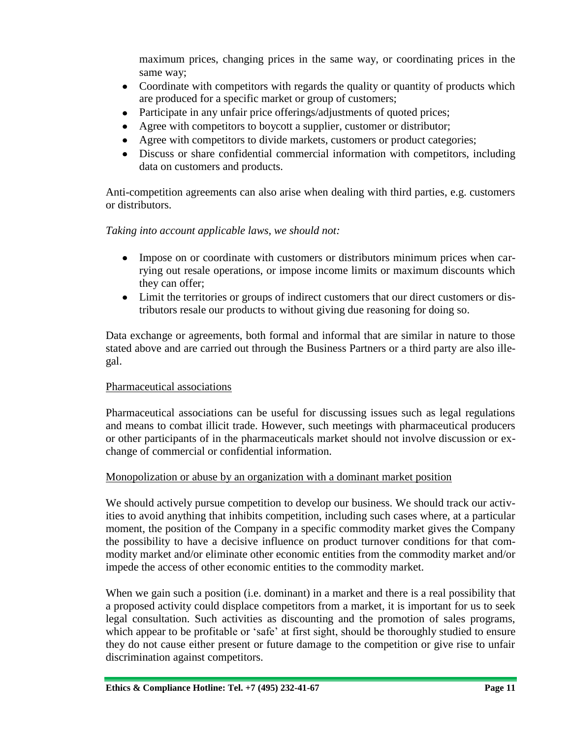maximum prices, changing prices in the same way, or coordinating prices in the same way;

- Coordinate with competitors with regards the quality or quantity of products which are produced for a specific market or group of customers;
- Participate in any unfair price offerings/adjustments of quoted prices;
- Agree with competitors to boycott a supplier, customer or distributor;
- Agree with competitors to divide markets, customers or product categories;
- Discuss or share confidential commercial information with competitors, including data on customers and products.

Anti-competition agreements can also arise when dealing with third parties, e.g. customers or distributors.

*Taking into account applicable laws, we should not:*

- Impose on or coordinate with customers or distributors minimum prices when carrying out resale operations, or impose income limits or maximum discounts which they can offer;
- Limit the territories or groups of indirect customers that our direct customers or distributors resale our products to without giving due reasoning for doing so.

Data exchange or agreements, both formal and informal that are similar in nature to those stated above and are carried out through the Business Partners or a third party are also illegal.

<u>Pharmaceutical associations</u>

Pharmaceutical associations can be useful for discussing issues such as legal regulations and means to combat illicit trade. However, such meetings with pharmaceutical producers or other participants of in the pharmaceuticals market should not involve discussion or exchange of commercial or confidential information.

<u>Monopolization or abuse by an organization with a dominant market position</u>

We should actively pursue competition to develop our business. We should track our activities to avoid anything that inhibits competition, including such cases where, at a particular moment, the position of the Company in a specific commodity market gives the Company the possibility to have a decisive influence on product turnover conditions for that commodity market and/or eliminate other economic entities from the commodity market and/or impede the access of other economic entities to the commodity market.

When we gain such a position (i.e. dominant) in a market and there is a real possibility that a proposed activity could displace competitors from a market, it is important for us to seek legal consultation. Such activities as discounting and the promotion of sales programs, which appear to be profitable or 'safe' at first sight, should be thoroughly studied to ensure they do not cause either present or future damage to the competition or give rise to unfair discrimination against competitors.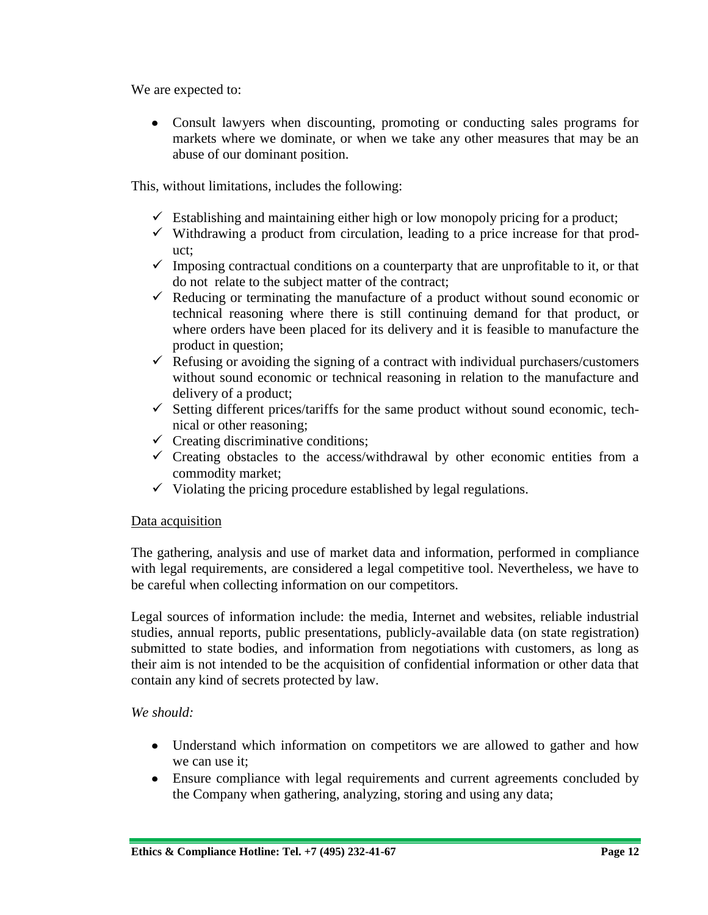We are expected to:

- Consult lawyers when discounting, promoting or conducting sales programs for markets where we dominate, or when we take any other measures that may be an abuse of our dominant position.

This, without limitations, includes the following:

- ✓ Establishing and maintaining either high or low monopoly pricing for a product;
- ✓ Withdrawing a product from circulation, leading to a price increase for that product;
- ✓ Imposing contractual conditions on a counterparty that are unprofitable to it, or that do not relate to the subject matter of the contract;
- ✓ Reducing or terminating the manufacture of a product without sound economic or technical reasoning where there is still continuing demand for that product, or where orders have been placed for its delivery and it is feasible to manufacture the product in question;
- ✓ Refusing or avoiding the signing of a contract with individual purchasers/customers without sound economic or technical reasoning in relation to the manufacture and delivery of a product;
- ✓ Setting different prices/tariffs for the same product without sound economic, technical or other reasoning;
- ✓ Creating discriminative conditions;
- ✓ Creating obstacles to the access/withdrawal by other economic entities from a commodity market;
- ✓ Violating the pricing procedure established by legal regulations.

<u>Data acquisition</u>

The gathering, analysis and use of market data and information, performed in compliance with legal requirements, are considered a legal competitive tool. Nevertheless, we have to be careful when collecting information on our competitors.

Legal sources of information include: the media, Internet and websites, reliable industrial studies, annual reports, public presentations, publicly-available data (on state registration) submitted to state bodies, and information from negotiations with customers, as long as their aim is not intended to be the acquisition of confidential information or other data that contain any kind of secrets protected by law.

*We should:*

- Understand which information on competitors we are allowed to gather and how we can use it;
- Ensure compliance with legal requirements and current agreements concluded by the Company when gathering, analyzing, storing and using any data;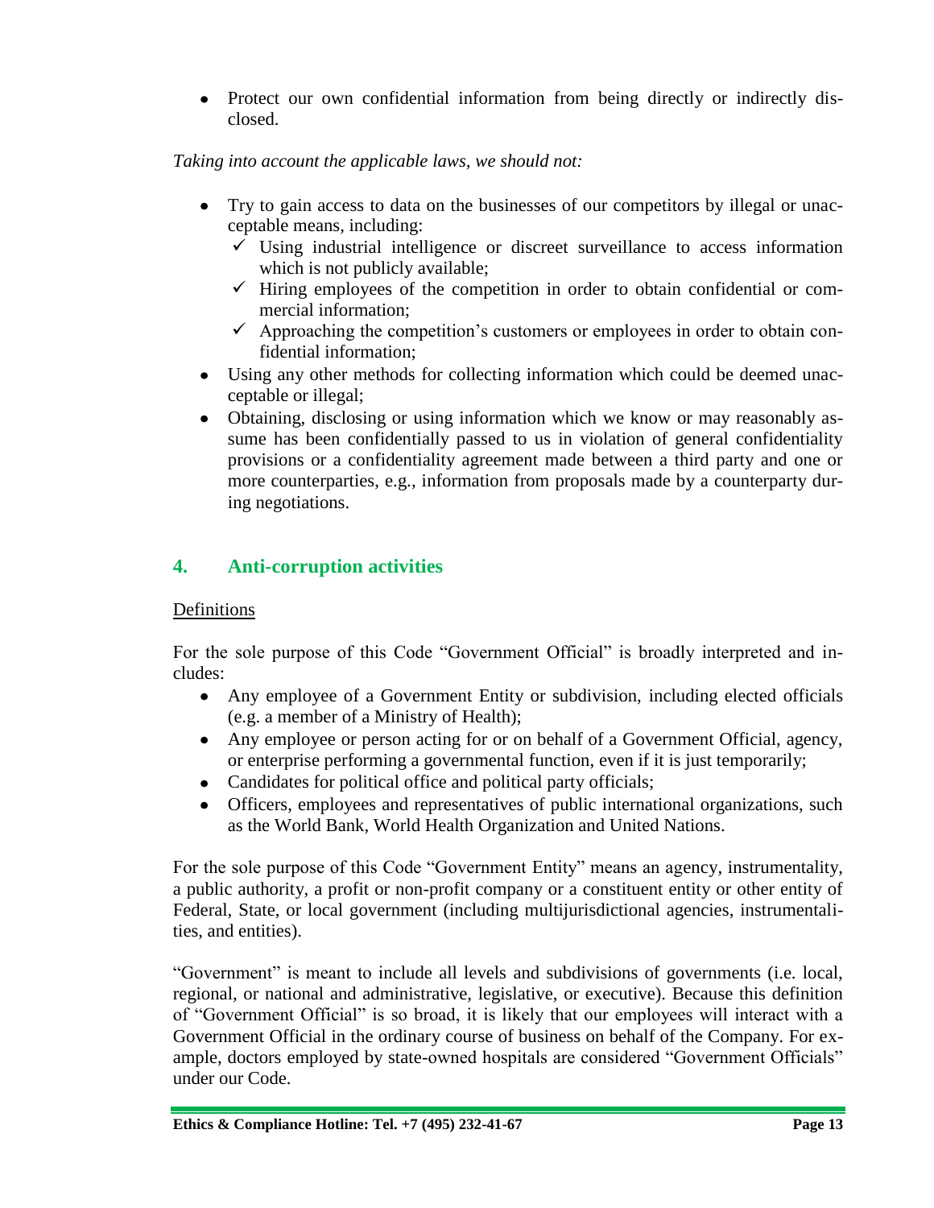- Protect our own confidential information from being directly or indirectly disclosed.

*Taking into account the applicable laws, we should not:*

- Try to gain access to data on the businesses of our competitors by illegal or unacceptable means, including:
  - ✓ Using industrial intelligence or discreet surveillance to access information which is not publicly available;
  - ✓ Hiring employees of the competition in order to obtain confidential or commercial information;
  - ✓ Approaching the competition's customers or employees in order to obtain confidential information;
- Using any other methods for collecting information which could be deemed unacceptable or illegal;
- Obtaining, disclosing or using information which we know or may reasonably assume has been confidentially passed to us in violation of general confidentiality provisions or a confidentiality agreement made between a third party and one or more counterparties, e.g., information from proposals made by a counterparty during negotiations.

## 4. Anti-corruption activities

<u>Definitions</u>

For the sole purpose of this Code "Government Official" is broadly interpreted and includes:

- Any employee of a Government Entity or subdivision, including elected officials (e.g. a member of a Ministry of Health);
- Any employee or person acting for or on behalf of a Government Official, agency, or enterprise performing a governmental function, even if it is just temporarily;
- Candidates for political office and political party officials;
- Officers, employees and representatives of public international organizations, such as the World Bank, World Health Organization and United Nations.

For the sole purpose of this Code "Government Entity" means an agency, instrumentality, a public authority, a profit or non-profit company or a constituent entity or other entity of Federal, State, or local government (including multijurisdictional agencies, instrumentalities, and entities).

"Government" is meant to include all levels and subdivisions of governments (i.e. local, regional, or national and administrative, legislative, or executive). Because this definition of "Government Official" is so broad, it is likely that our employees will interact with a Government Official in the ordinary course of business on behalf of the Company. For example, doctors employed by state-owned hospitals are considered "Government Officials" under our Code.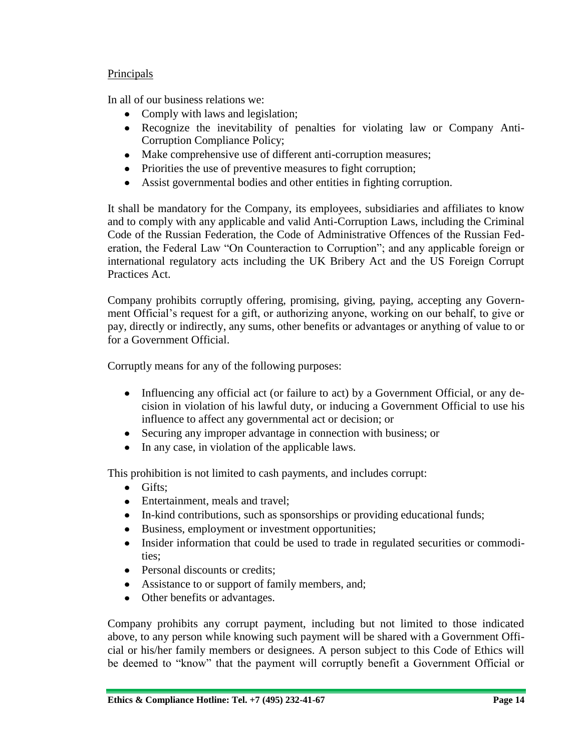Principals

In all of our business relations we:

- Comply with laws and legislation;
- Recognize the inevitability of penalties for violating law or Company Anti-Corruption Compliance Policy;
- Make comprehensive use of different anti-corruption measures;
- Priorities the use of preventive measures to fight corruption;
- Assist governmental bodies and other entities in fighting corruption.

It shall be mandatory for the Company, its employees, subsidiaries and affiliates to know and to comply with any applicable and valid Anti-Corruption Laws, including the Criminal Code of the Russian Federation, the Code of Administrative Offences of the Russian Federation, the Federal Law "On Counteraction to Corruption"; and any applicable foreign or international regulatory acts including the UK Bribery Act and the US Foreign Corrupt Practices Act.

Company prohibits corruptly offering, promising, giving, paying, accepting any Government Official's request for a gift, or authorizing anyone, working on our behalf, to give or pay, directly or indirectly, any sums, other benefits or advantages or anything of value to or for a Government Official.

Corruptly means for any of the following purposes:

- Influencing any official act (or failure to act) by a Government Official, or any decision in violation of his lawful duty, or inducing a Government Official to use his influence to affect any governmental act or decision; or
- Securing any improper advantage in connection with business; or
- In any case, in violation of the applicable laws.

This prohibition is not limited to cash payments, and includes corrupt:

- Gifts;
- Entertainment, meals and travel;
- In-kind contributions, such as sponsorships or providing educational funds;
- Business, employment or investment opportunities;
- Insider information that could be used to trade in regulated securities or commodities;
- Personal discounts or credits;
- Assistance to or support of family members, and;
- Other benefits or advantages.

Company prohibits any corrupt payment, including but not limited to those indicated above, to any person while knowing such payment will be shared with a Government Official or his/her family members or designees. A person subject to this Code of Ethics will be deemed to "know" that the payment will corruptly benefit a Government Official or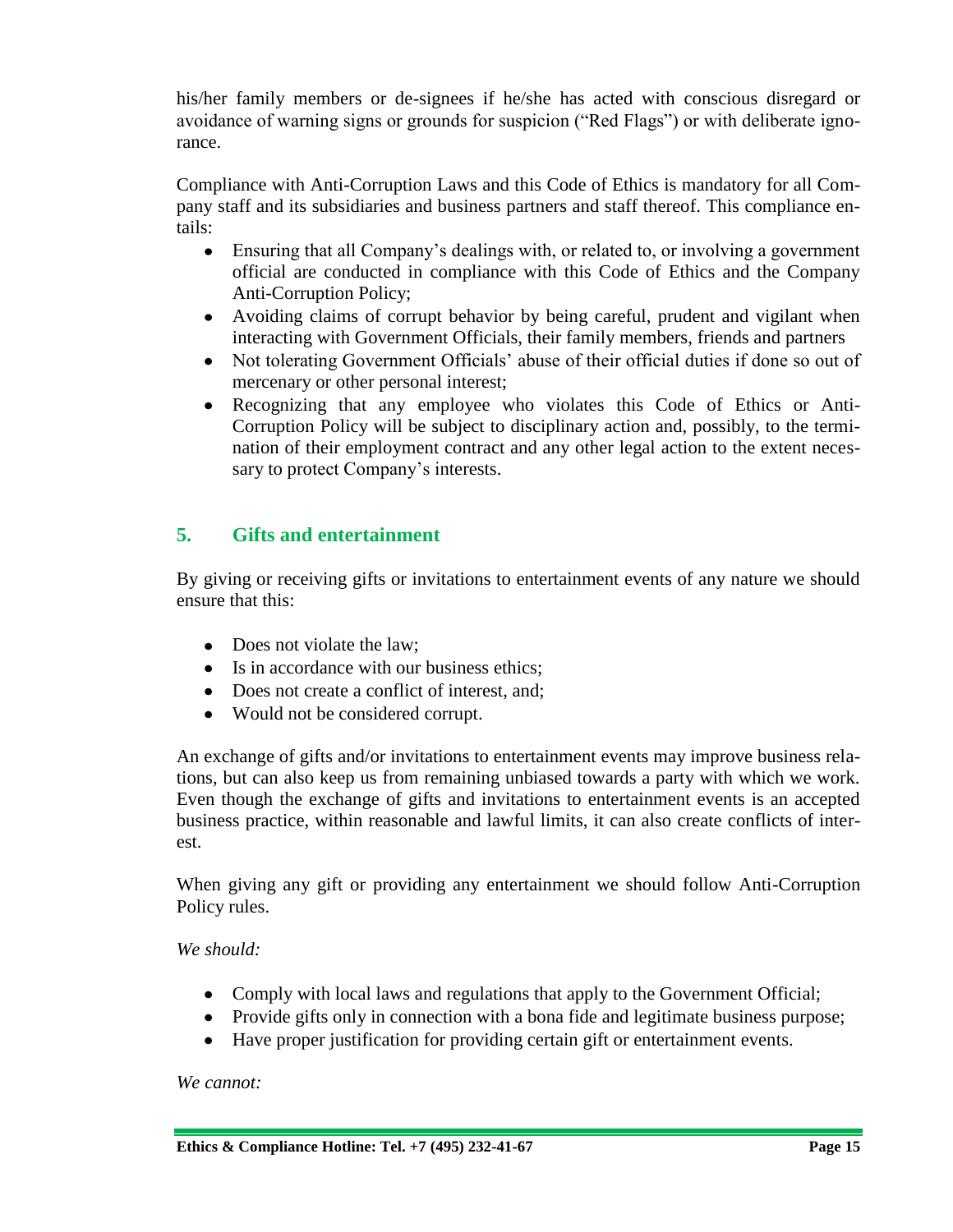his/her family members or de-signees if he/she has acted with conscious disregard or avoidance of warning signs or grounds for suspicion ("Red Flags") or with deliberate ignorance.

Compliance with Anti-Corruption Laws and this Code of Ethics is mandatory for all Company staff and its subsidiaries and business partners and staff thereof. This compliance entails:

- Ensuring that all Company's dealings with, or related to, or involving a government official are conducted in compliance with this Code of Ethics and the Company Anti-Corruption Policy;
- Avoiding claims of corrupt behavior by being careful, prudent and vigilant when interacting with Government Officials, their family members, friends and partners
- Not tolerating Government Officials' abuse of their official duties if done so out of mercenary or other personal interest;
- Recognizing that any employee who violates this Code of Ethics or Anti-Corruption Policy will be subject to disciplinary action and, possibly, to the termination of their employment contract and any other legal action to the extent necessary to protect Company's interests.

## 5. Gifts and entertainment

By giving or receiving gifts or invitations to entertainment events of any nature we should ensure that this:

- Does not violate the law;
- Is in accordance with our business ethics;
- Does not create a conflict of interest, and;
- Would not be considered corrupt.

An exchange of gifts and/or invitations to entertainment events may improve business relations, but can also keep us from remaining unbiased towards a party with which we work. Even though the exchange of gifts and invitations to entertainment events is an accepted business practice, within reasonable and lawful limits, it can also create conflicts of interest.

When giving any gift or providing any entertainment we should follow Anti-Corruption Policy rules.

*We should:*

- Comply with local laws and regulations that apply to the Government Official;
- Provide gifts only in connection with a bona fide and legitimate business purpose;
- Have proper justification for providing certain gift or entertainment events.

*We cannot:*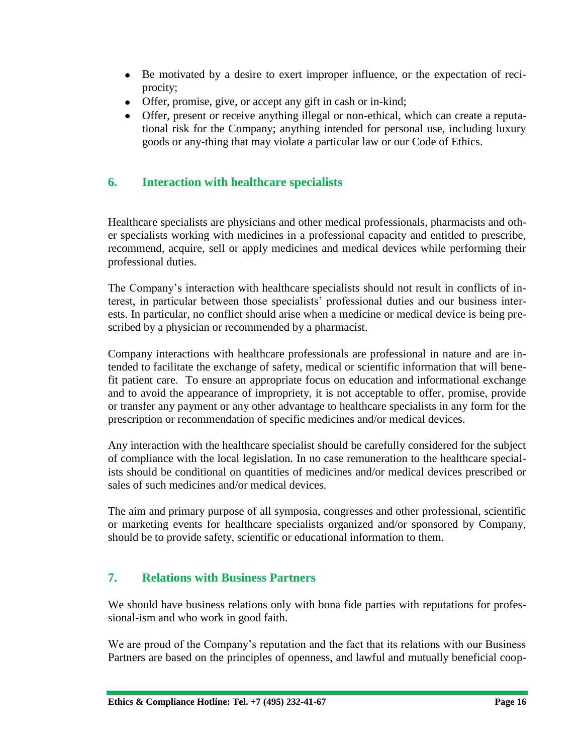- Be motivated by a desire to exert improper influence, or the expectation of reciprocity;
- Offer, promise, give, or accept any gift in cash or in-kind;
- Offer, present or receive anything illegal or non-ethical, which can create a reputational risk for the Company; anything intended for personal use, including luxury goods or any-thing that may violate a particular law or our Code of Ethics.

## 6. Interaction with healthcare specialists

Healthcare specialists are physicians and other medical professionals, pharmacists and other specialists working with medicines in a professional capacity and entitled to prescribe, recommend, acquire, sell or apply medicines and medical devices while performing their professional duties.

The Company's interaction with healthcare specialists should not result in conflicts of interest, in particular between those specialists' professional duties and our business interests. In particular, no conflict should arise when a medicine or medical device is being prescribed by a physician or recommended by a pharmacist.

Company interactions with healthcare professionals are professional in nature and are intended to facilitate the exchange of safety, medical or scientific information that will benefit patient care. To ensure an appropriate focus on education and informational exchange and to avoid the appearance of impropriety, it is not acceptable to offer, promise, provide or transfer any payment or any other advantage to healthcare specialists in any form for the prescription or recommendation of specific medicines and/or medical devices.

Any interaction with the healthcare specialist should be carefully considered for the subject of compliance with the local legislation. In no case remuneration to the healthcare specialists should be conditional on quantities of medicines and/or medical devices prescribed or sales of such medicines and/or medical devices.

The aim and primary purpose of all symposia, congresses and other professional, scientific or marketing events for healthcare specialists organized and/or sponsored by Company, should be to provide safety, scientific or educational information to them.

## 7. Relations with Business Partners

We should have business relations only with bona fide parties with reputations for professional-ism and who work in good faith.

We are proud of the Company's reputation and the fact that its relations with our Business Partners are based on the principles of openness, and lawful and mutually beneficial coop-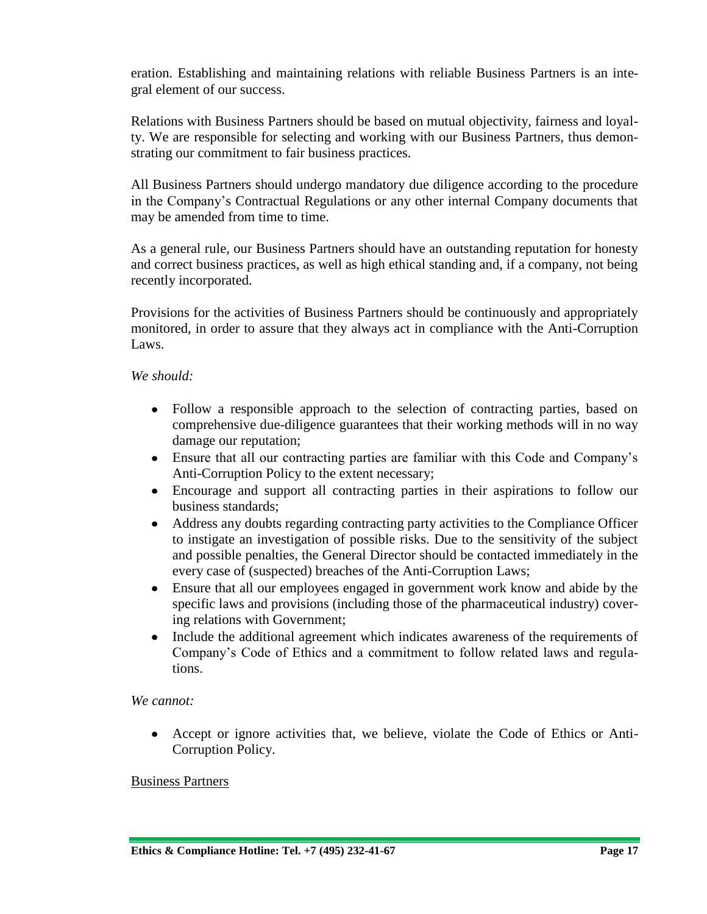eration. Establishing and maintaining relations with reliable Business Partners is an integral element of our success.

Relations with Business Partners should be based on mutual objectivity, fairness and loyalty. We are responsible for selecting and working with our Business Partners, thus demonstrating our commitment to fair business practices.

All Business Partners should undergo mandatory due diligence according to the procedure in the Company's Contractual Regulations or any other internal Company documents that may be amended from time to time.

As a general rule, our Business Partners should have an outstanding reputation for honesty and correct business practices, as well as high ethical standing and, if a company, not being recently incorporated.

Provisions for the activities of Business Partners should be continuously and appropriately monitored, in order to assure that they always act in compliance with the Anti-Corruption Laws.

*We should:*

- Follow a responsible approach to the selection of contracting parties, based on comprehensive due-diligence guarantees that their working methods will in no way damage our reputation;
- Ensure that all our contracting parties are familiar with this Code and Company's Anti-Corruption Policy to the extent necessary;
- Encourage and support all contracting parties in their aspirations to follow our business standards;
- Address any doubts regarding contracting party activities to the Compliance Officer to instigate an investigation of possible risks. Due to the sensitivity of the subject and possible penalties, the General Director should be contacted immediately in the every case of (suspected) breaches of the Anti-Corruption Laws;
- Ensure that all our employees engaged in government work know and abide by the specific laws and provisions (including those of the pharmaceutical industry) covering relations with Government;
- Include the additional agreement which indicates awareness of the requirements of Company's Code of Ethics and a commitment to follow related laws and regulations.

*We cannot:*

- Accept or ignore activities that, we believe, violate the Code of Ethics or Anti-Corruption Policy.

<u>Business Partners</u>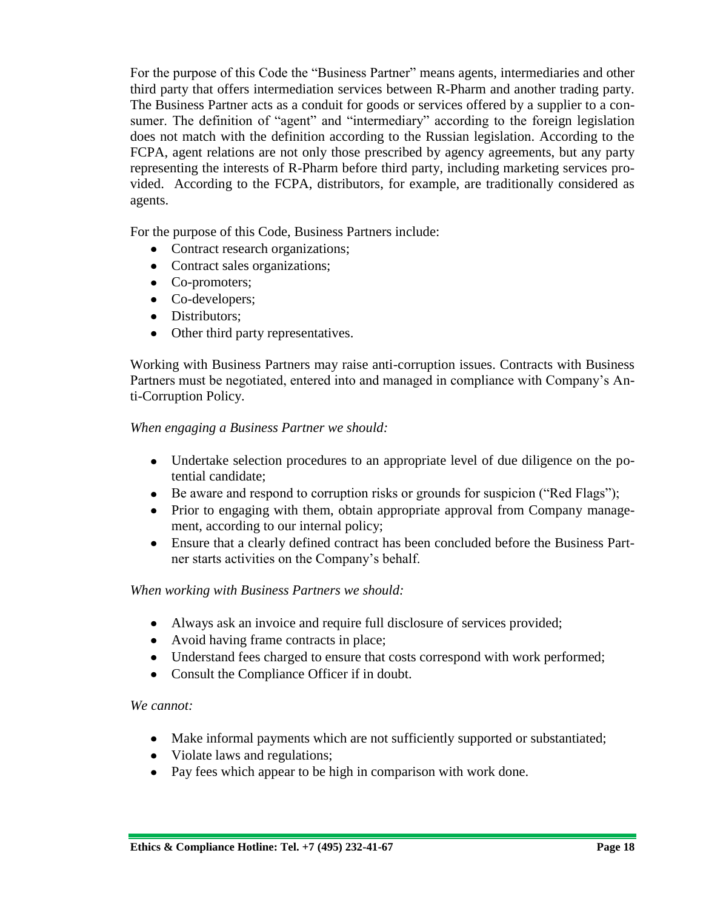For the purpose of this Code the "Business Partner" means agents, intermediaries and other third party that offers intermediation services between R-Pharm and another trading party. The Business Partner acts as a conduit for goods or services offered by a supplier to a consumer. The definition of "agent" and "intermediary" according to the foreign legislation does not match with the definition according to the Russian legislation. According to the FCPA, agent relations are not only those prescribed by agency agreements, but any party representing the interests of R-Pharm before third party, including marketing services provided. According to the FCPA, distributors, for example, are traditionally considered as agents.

For the purpose of this Code, Business Partners include:

- Contract research organizations;
- Contract sales organizations;
- Co-promoters;
- Co-developers;
- Distributors;
- Other third party representatives.

Working with Business Partners may raise anti-corruption issues. Contracts with Business Partners must be negotiated, entered into and managed in compliance with Company's Anti-Corruption Policy.

*When engaging a Business Partner we should:*

- Undertake selection procedures to an appropriate level of due diligence on the potential candidate;
- Be aware and respond to corruption risks or grounds for suspicion ("Red Flags");
- Prior to engaging with them, obtain appropriate approval from Company management, according to our internal policy;
- Ensure that a clearly defined contract has been concluded before the Business Partner starts activities on the Company's behalf.

*When working with Business Partners we should:*

- Always ask an invoice and require full disclosure of services provided;
- Avoid having frame contracts in place;
- Understand fees charged to ensure that costs correspond with work performed;
- Consult the Compliance Officer if in doubt.

*We cannot:*

- Make informal payments which are not sufficiently supported or substantiated;
- Violate laws and regulations;
- Pay fees which appear to be high in comparison with work done.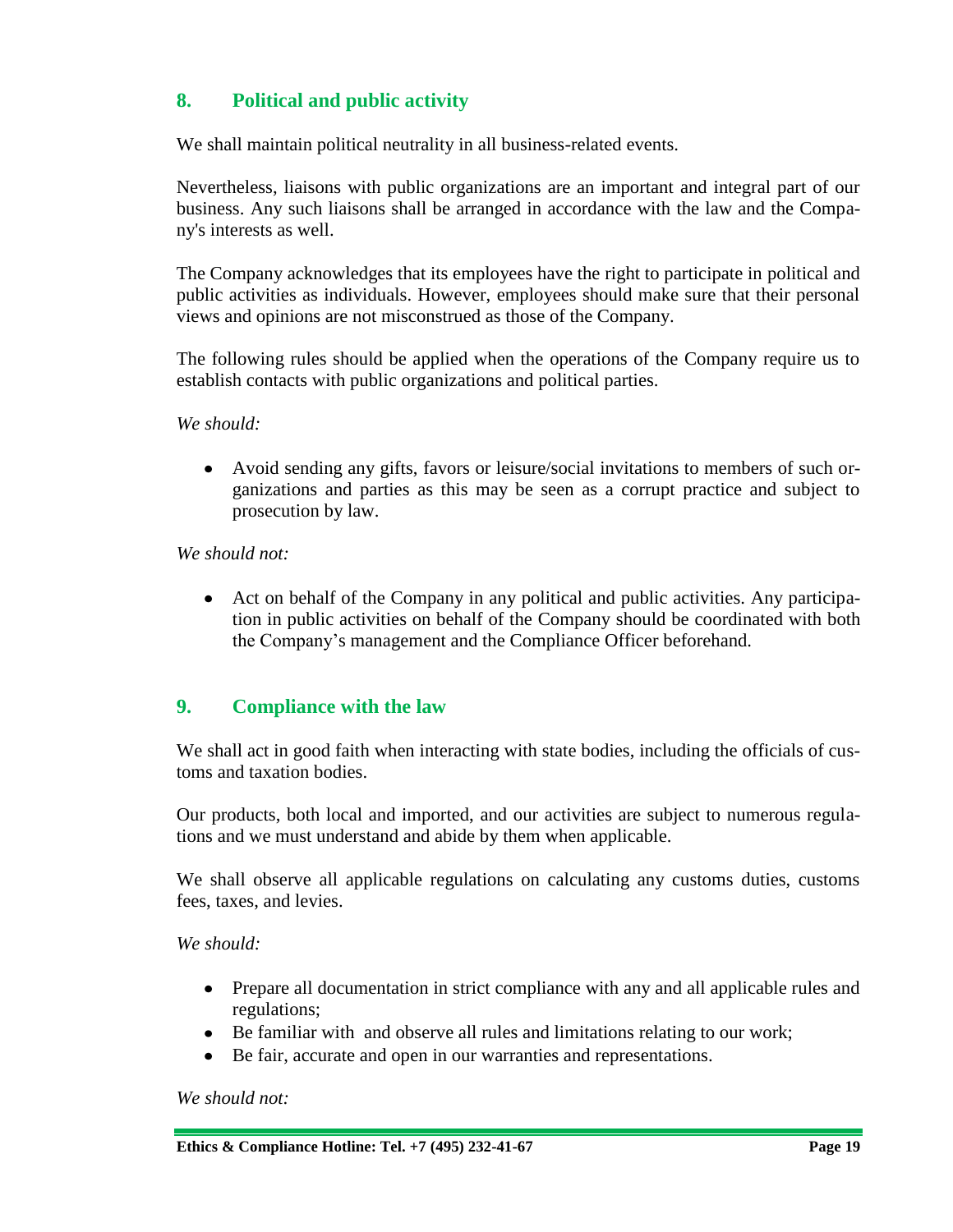## 8. Political and public activity

We shall maintain political neutrality in all business-related events.

Nevertheless, liaisons with public organizations are an important and integral part of our business. Any such liaisons shall be arranged in accordance with the law and the Company's interests as well.

The Company acknowledges that its employees have the right to participate in political and public activities as individuals. However, employees should make sure that their personal views and opinions are not misconstrued as those of the Company.

The following rules should be applied when the operations of the Company require us to establish contacts with public organizations and political parties.

*We should:*

- Avoid sending any gifts, favors or leisure/social invitations to members of such organizations and parties as this may be seen as a corrupt practice and subject to prosecution by law.

*We should not:*

- Act on behalf of the Company in any political and public activities. Any participation in public activities on behalf of the Company should be coordinated with both the Company's management and the Compliance Officer beforehand.

## 9. Compliance with the law

We shall act in good faith when interacting with state bodies, including the officials of customs and taxation bodies.

Our products, both local and imported, and our activities are subject to numerous regulations and we must understand and abide by them when applicable.

We shall observe all applicable regulations on calculating any customs duties, customs fees, taxes, and levies.

*We should:*

- Prepare all documentation in strict compliance with any and all applicable rules and regulations;
- Be familiar with and observe all rules and limitations relating to our work;
- Be fair, accurate and open in our warranties and representations.

*We should not:*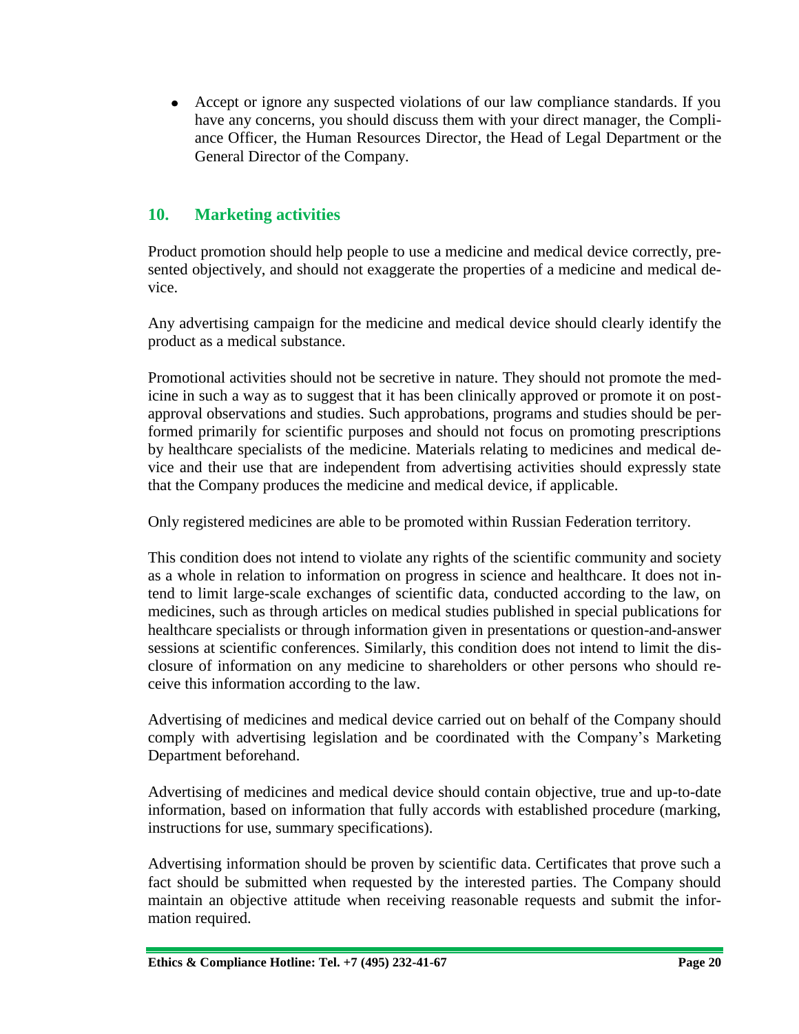- Accept or ignore any suspected violations of our law compliance standards. If you have any concerns, you should discuss them with your direct manager, the Compliance Officer, the Human Resources Director, the Head of Legal Department or the General Director of the Company.

## 10. Marketing activities

Product promotion should help people to use a medicine and medical device correctly, presented objectively, and should not exaggerate the properties of a medicine and medical device.

Any advertising campaign for the medicine and medical device should clearly identify the product as a medical substance.

Promotional activities should not be secretive in nature. They should not promote the medicine in such a way as to suggest that it has been clinically approved or promote it on post-approval observations and studies. Such approbations, programs and studies should be performed primarily for scientific purposes and should not focus on promoting prescriptions by healthcare specialists of the medicine. Materials relating to medicines and medical device and their use that are independent from advertising activities should expressly state that the Company produces the medicine and medical device, if applicable.

Only registered medicines are able to be promoted within Russian Federation territory.

This condition does not intend to violate any rights of the scientific community and society as a whole in relation to information on progress in science and healthcare. It does not intend to limit large-scale exchanges of scientific data, conducted according to the law, on medicines, such as through articles on medical studies published in special publications for healthcare specialists or through information given in presentations or question-and-answer sessions at scientific conferences. Similarly, this condition does not intend to limit the disclosure of information on any medicine to shareholders or other persons who should receive this information according to the law.

Advertising of medicines and medical device carried out on behalf of the Company should comply with advertising legislation and be coordinated with the Company's Marketing Department beforehand.

Advertising of medicines and medical device should contain objective, true and up-to-date information, based on information that fully accords with established procedure (marking, instructions for use, summary specifications).

Advertising information should be proven by scientific data. Certificates that prove such a fact should be submitted when requested by the interested parties. The Company should maintain an objective attitude when receiving reasonable requests and submit the information required.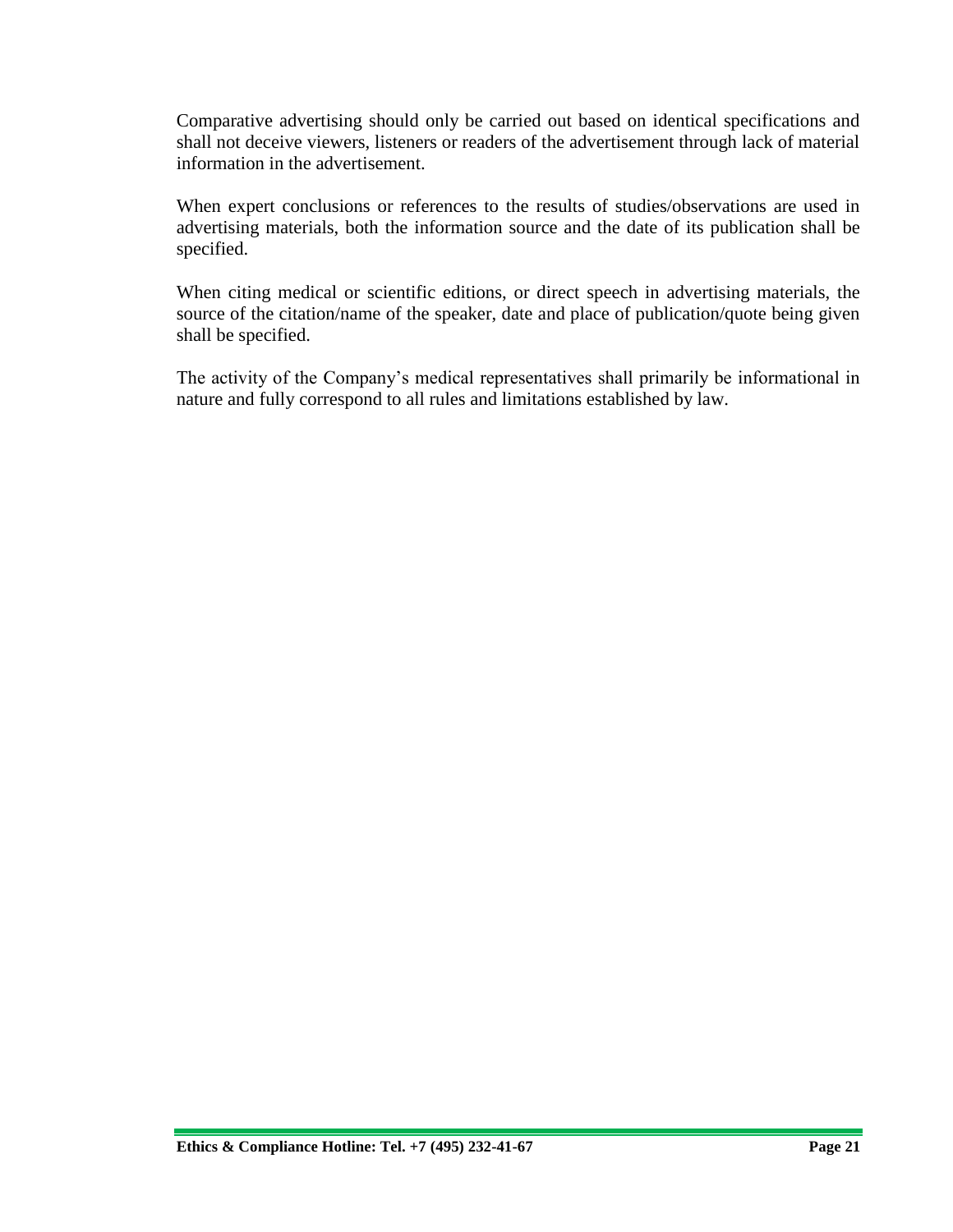Comparative advertising should only be carried out based on identical specifications and shall not deceive viewers, listeners or readers of the advertisement through lack of material information in the advertisement.

When expert conclusions or references to the results of studies/observations are used in advertising materials, both the information source and the date of its publication shall be specified.

When citing medical or scientific editions, or direct speech in advertising materials, the source of the citation/name of the speaker, date and place of publication/quote being given shall be specified.

The activity of the Company's medical representatives shall primarily be informational in nature and fully correspond to all rules and limitations established by law.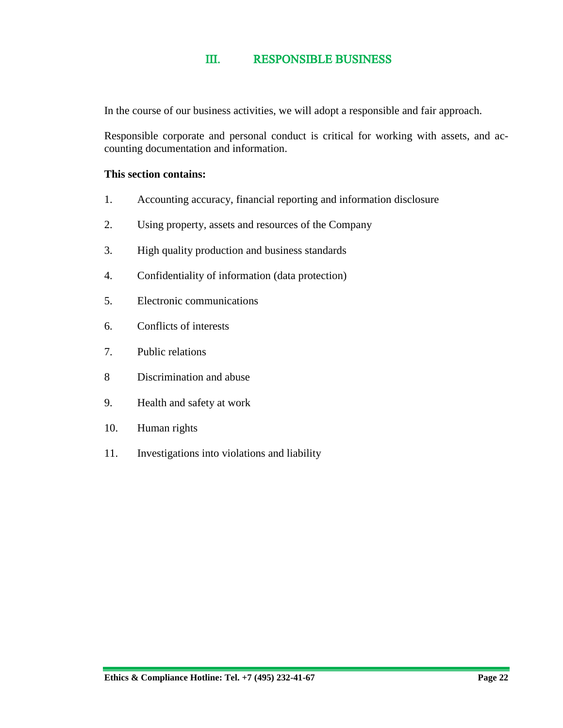# III. RESPONSIBLE BUSINESS

In the course of our business activities, we will adopt a responsible and fair approach.

Responsible corporate and personal conduct is critical for working with assets, and accounting documentation and information.

**This section contains:**

1. Accounting accuracy, financial reporting and information disclosure
2. Using property, assets and resources of the Company
3. High quality production and business standards
4. Confidentiality of information (data protection)
5. Electronic communications
6. Conflicts of interests
7. Public relations
8. Discrimination and abuse
9. Health and safety at work
10. Human rights
11. Investigations into violations and liability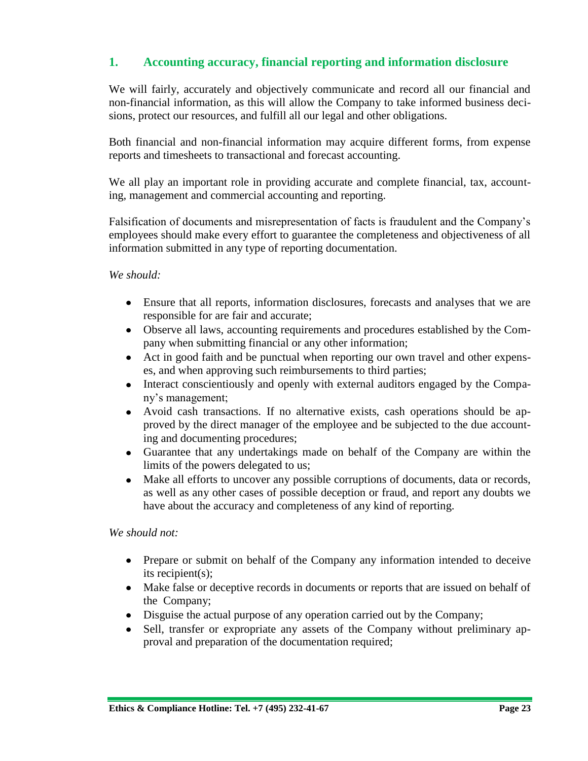## 1. Accounting accuracy, financial reporting and information disclosure

We will fairly, accurately and objectively communicate and record all our financial and non-financial information, as this will allow the Company to take informed business decisions, protect our resources, and fulfill all our legal and other obligations.

Both financial and non-financial information may acquire different forms, from expense reports and timesheets to transactional and forecast accounting.

We all play an important role in providing accurate and complete financial, tax, accounting, management and commercial accounting and reporting.

Falsification of documents and misrepresentation of facts is fraudulent and the Company's employees should make every effort to guarantee the completeness and objectiveness of all information submitted in any type of reporting documentation.

*We should:*

- Ensure that all reports, information disclosures, forecasts and analyses that we are responsible for are fair and accurate;
- Observe all laws, accounting requirements and procedures established by the Company when submitting financial or any other information;
- Act in good faith and be punctual when reporting our own travel and other expenses, and when approving such reimbursements to third parties;
- Interact conscientiously and openly with external auditors engaged by the Company's management;
- Avoid cash transactions. If no alternative exists, cash operations should be approved by the direct manager of the employee and be subjected to the due accounting and documenting procedures;
- Guarantee that any undertakings made on behalf of the Company are within the limits of the powers delegated to us;
- Make all efforts to uncover any possible corruptions of documents, data or records, as well as any other cases of possible deception or fraud, and report any doubts we have about the accuracy and completeness of any kind of reporting.

*We should not:*

- Prepare or submit on behalf of the Company any information intended to deceive its recipient(s);
- Make false or deceptive records in documents or reports that are issued on behalf of the Company;
- Disguise the actual purpose of any operation carried out by the Company;
- Sell, transfer or expropriate any assets of the Company without preliminary approval and preparation of the documentation required;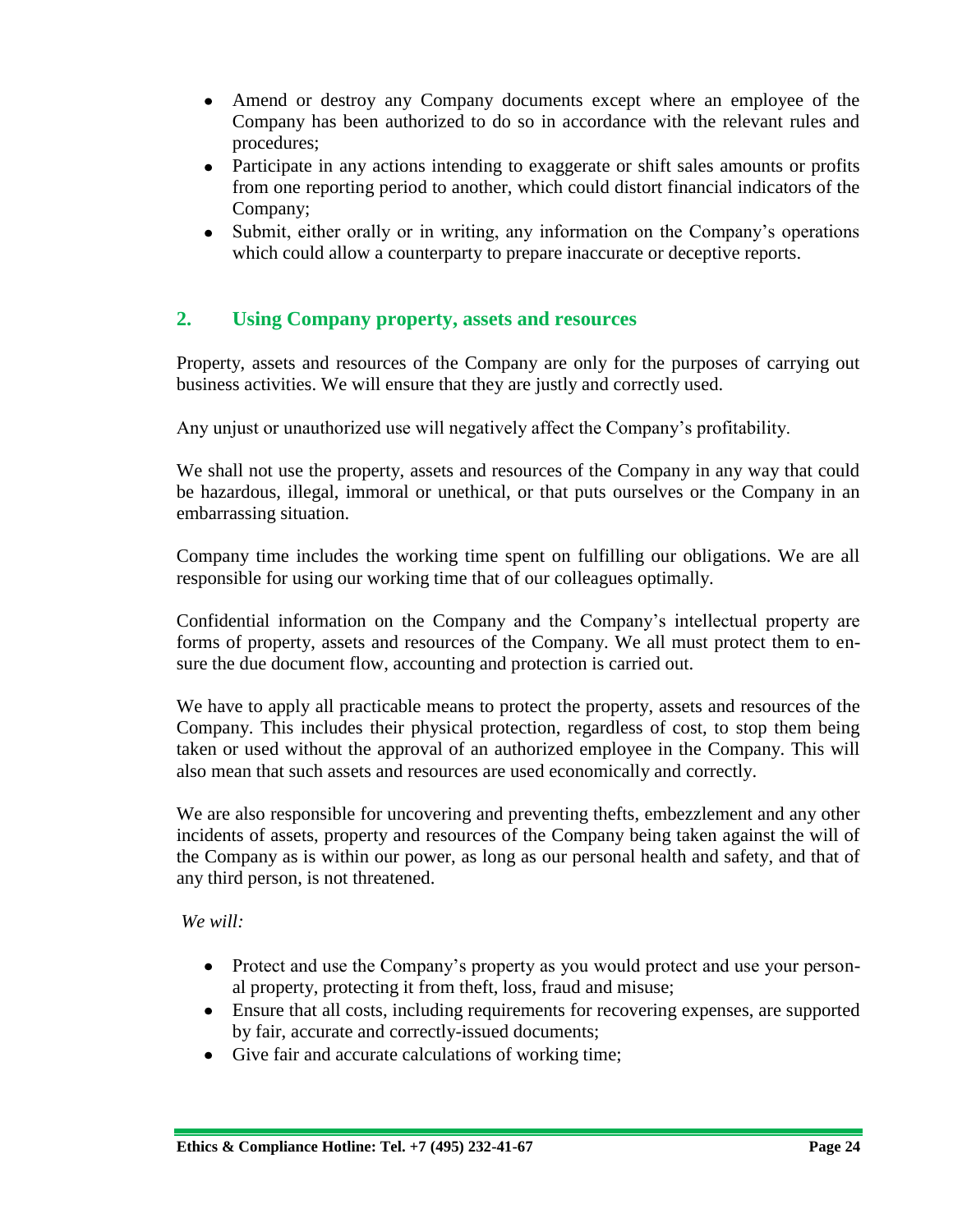- Amend or destroy any Company documents except where an employee of the Company has been authorized to do so in accordance with the relevant rules and procedures;
- Participate in any actions intending to exaggerate or shift sales amounts or profits from one reporting period to another, which could distort financial indicators of the Company;
- Submit, either orally or in writing, any information on the Company's operations which could allow a counterparty to prepare inaccurate or deceptive reports.

## 2. Using Company property, assets and resources

Property, assets and resources of the Company are only for the purposes of carrying out business activities. We will ensure that they are justly and correctly used.

Any unjust or unauthorized use will negatively affect the Company's profitability.

We shall not use the property, assets and resources of the Company in any way that could be hazardous, illegal, immoral or unethical, or that puts ourselves or the Company in an embarrassing situation.

Company time includes the working time spent on fulfilling our obligations. We are all responsible for using our working time that of our colleagues optimally.

Confidential information on the Company and the Company's intellectual property are forms of property, assets and resources of the Company. We all must protect them to ensure the due document flow, accounting and protection is carried out.

We have to apply all practicable means to protect the property, assets and resources of the Company. This includes their physical protection, regardless of cost, to stop them being taken or used without the approval of an authorized employee in the Company. This will also mean that such assets and resources are used economically and correctly.

We are also responsible for uncovering and preventing thefts, embezzlement and any other incidents of assets, property and resources of the Company being taken against the will of the Company as is within our power, as long as our personal health and safety, and that of any third person, is not threatened.

*We will:*

- Protect and use the Company's property as you would protect and use your personal property, protecting it from theft, loss, fraud and misuse;
- Ensure that all costs, including requirements for recovering expenses, are supported by fair, accurate and correctly-issued documents;
- Give fair and accurate calculations of working time;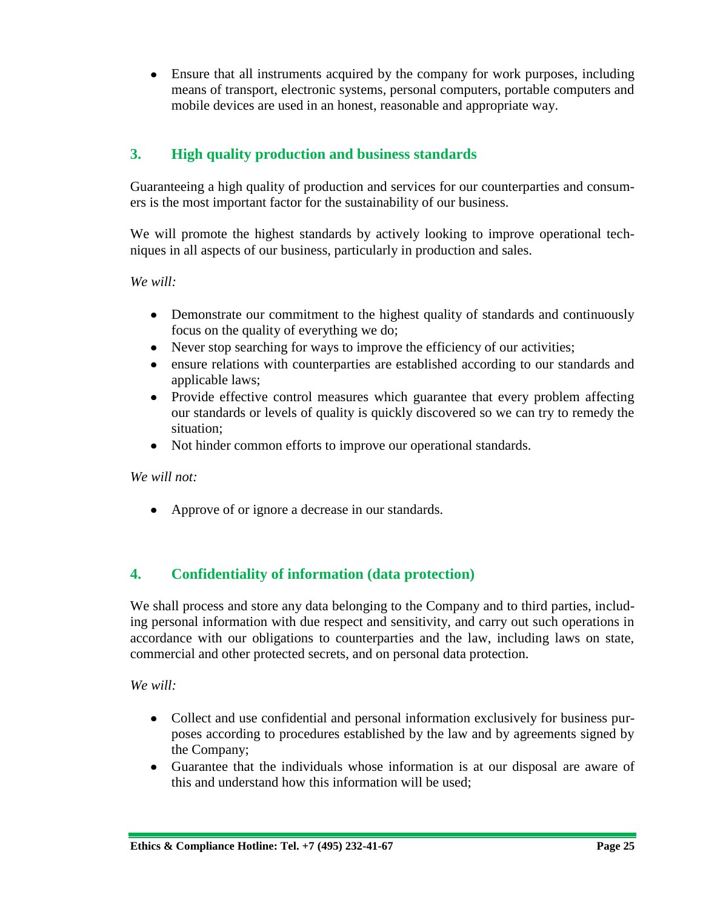- Ensure that all instruments acquired by the company for work purposes, including means of transport, electronic systems, personal computers, portable computers and mobile devices are used in an honest, reasonable and appropriate way.

## 3. High quality production and business standards

Guaranteeing a high quality of production and services for our counterparties and consumers is the most important factor for the sustainability of our business.

We will promote the highest standards by actively looking to improve operational techniques in all aspects of our business, particularly in production and sales.

*We will:*

- Demonstrate our commitment to the highest quality of standards and continuously focus on the quality of everything we do;
- Never stop searching for ways to improve the efficiency of our activities;
- ensure relations with counterparties are established according to our standards and applicable laws;
- Provide effective control measures which guarantee that every problem affecting our standards or levels of quality is quickly discovered so we can try to remedy the situation;
- Not hinder common efforts to improve our operational standards.

*We will not:*

- Approve of or ignore a decrease in our standards.

## 4. Confidentiality of information (data protection)

We shall process and store any data belonging to the Company and to third parties, including personal information with due respect and sensitivity, and carry out such operations in accordance with our obligations to counterparties and the law, including laws on state, commercial and other protected secrets, and on personal data protection.

*We will:*

- Collect and use confidential and personal information exclusively for business purposes according to procedures established by the law and by agreements signed by the Company;
- Guarantee that the individuals whose information is at our disposal are aware of this and understand how this information will be used;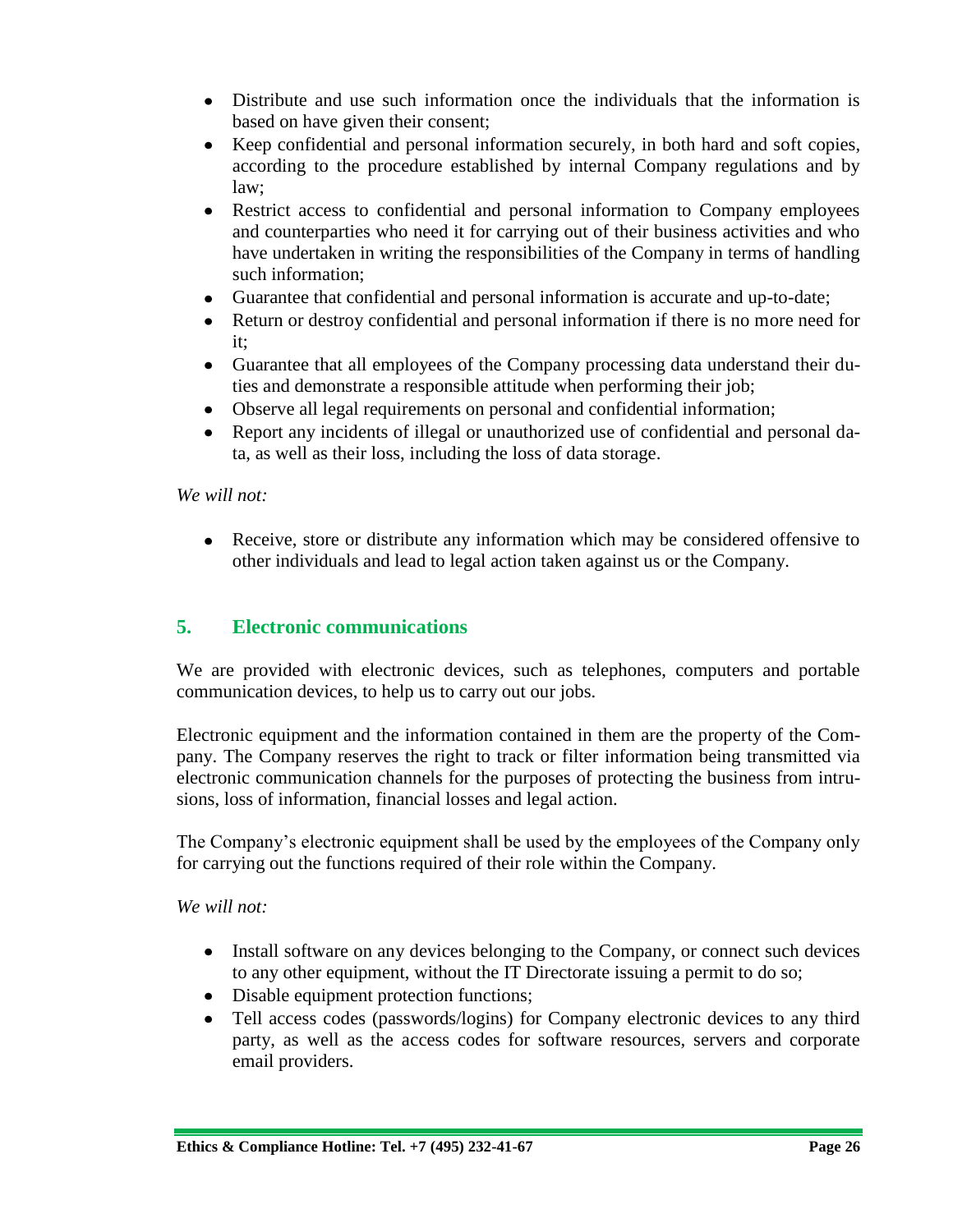- Distribute and use such information once the individuals that the information is based on have given their consent;
- Keep confidential and personal information securely, in both hard and soft copies, according to the procedure established by internal Company regulations and by law;
- Restrict access to confidential and personal information to Company employees and counterparties who need it for carrying out of their business activities and who have undertaken in writing the responsibilities of the Company in terms of handling such information;
- Guarantee that confidential and personal information is accurate and up-to-date;
- Return or destroy confidential and personal information if there is no more need for it;
- Guarantee that all employees of the Company processing data understand their duties and demonstrate a responsible attitude when performing their job;
- Observe all legal requirements on personal and confidential information;
- Report any incidents of illegal or unauthorized use of confidential and personal data, as well as their loss, including the loss of data storage.

*We will not:*

- Receive, store or distribute any information which may be considered offensive to other individuals and lead to legal action taken against us or the Company.

## 5. Electronic communications

We are provided with electronic devices, such as telephones, computers and portable communication devices, to help us to carry out our jobs.

Electronic equipment and the information contained in them are the property of the Company. The Company reserves the right to track or filter information being transmitted via electronic communication channels for the purposes of protecting the business from intrusions, loss of information, financial losses and legal action.

The Company's electronic equipment shall be used by the employees of the Company only for carrying out the functions required of their role within the Company.

*We will not:*

- Install software on any devices belonging to the Company, or connect such devices to any other equipment, without the IT Directorate issuing a permit to do so;
- Disable equipment protection functions;
- Tell access codes (passwords/logins) for Company electronic devices to any third party, as well as the access codes for software resources, servers and corporate email providers.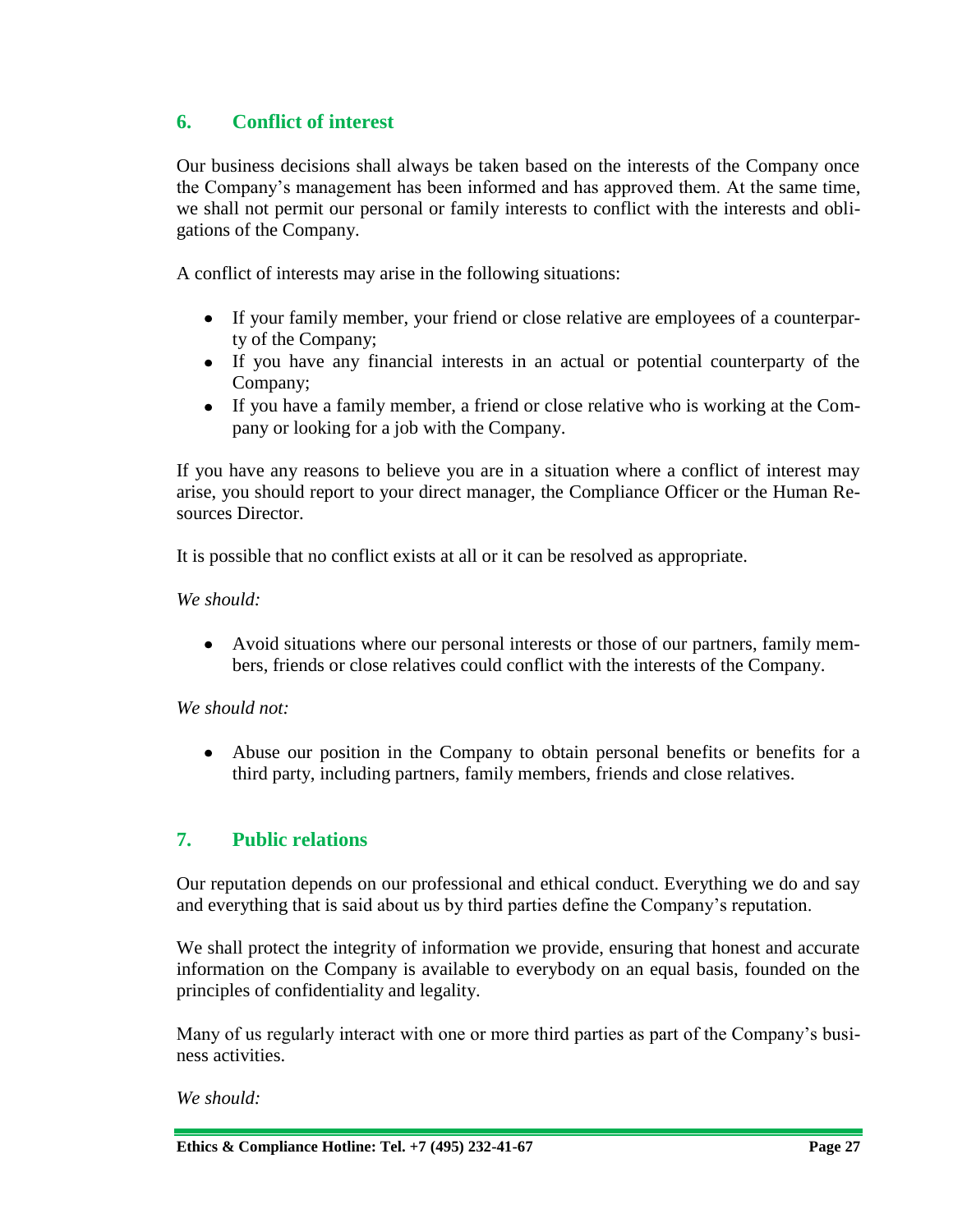## 6. Conflict of interest

Our business decisions shall always be taken based on the interests of the Company once the Company's management has been informed and has approved them. At the same time, we shall not permit our personal or family interests to conflict with the interests and obligations of the Company.

A conflict of interests may arise in the following situations:

- If your family member, your friend or close relative are employees of a counterparty of the Company;
- If you have any financial interests in an actual or potential counterparty of the Company;
- If you have a family member, a friend or close relative who is working at the Company or looking for a job with the Company.

If you have any reasons to believe you are in a situation where a conflict of interest may arise, you should report to your direct manager, the Compliance Officer or the Human Resources Director.

It is possible that no conflict exists at all or it can be resolved as appropriate.

*We should:*

- Avoid situations where our personal interests or those of our partners, family members, friends or close relatives could conflict with the interests of the Company.

*We should not:*

- Abuse our position in the Company to obtain personal benefits or benefits for a third party, including partners, family members, friends and close relatives.

## 7. Public relations

Our reputation depends on our professional and ethical conduct. Everything we do and say and everything that is said about us by third parties define the Company's reputation.

We shall protect the integrity of information we provide, ensuring that honest and accurate information on the Company is available to everybody on an equal basis, founded on the principles of confidentiality and legality.

Many of us regularly interact with one or more third parties as part of the Company's business activities.

*We should:*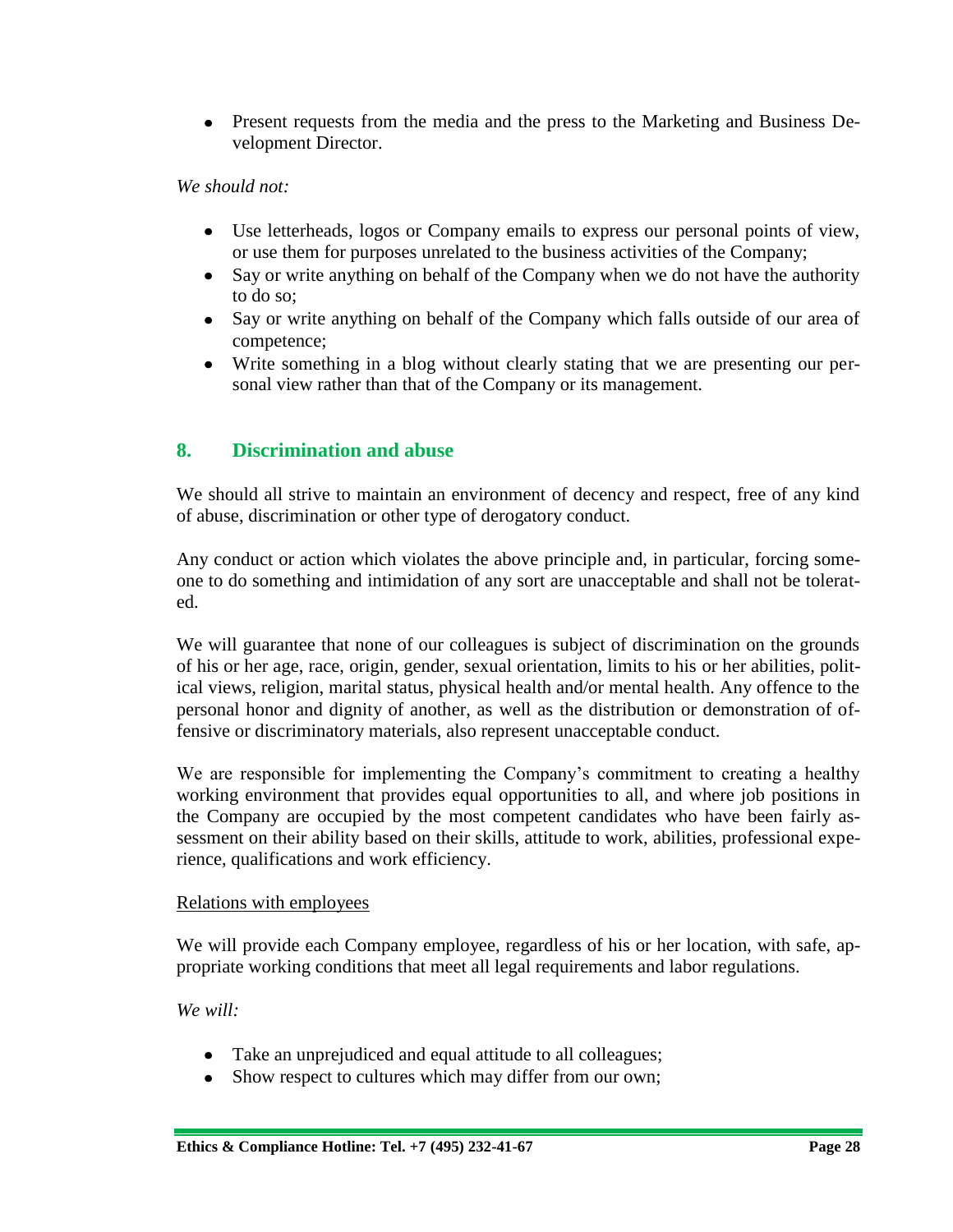- Present requests from the media and the press to the Marketing and Business Development Director.

*We should not:*

- Use letterheads, logos or Company emails to express our personal points of view, or use them for purposes unrelated to the business activities of the Company;
- Say or write anything on behalf of the Company when we do not have the authority to do so;
- Say or write anything on behalf of the Company which falls outside of our area of competence;
- Write something in a blog without clearly stating that we are presenting our personal view rather than that of the Company or its management.

## 8. Discrimination and abuse

We should all strive to maintain an environment of decency and respect, free of any kind of abuse, discrimination or other type of derogatory conduct.

Any conduct or action which violates the above principle and, in particular, forcing someone to do something and intimidation of any sort are unacceptable and shall not be tolerated.

We will guarantee that none of our colleagues is subject of discrimination on the grounds of his or her age, race, origin, gender, sexual orientation, limits to his or her abilities, political views, religion, marital status, physical health and/or mental health. Any offence to the personal honor and dignity of another, as well as the distribution or demonstration of offensive or discriminatory materials, also represent unacceptable conduct.

We are responsible for implementing the Company's commitment to creating a healthy working environment that provides equal opportunities to all, and where job positions in the Company are occupied by the most competent candidates who have been fairly assessment on their ability based on their skills, attitude to work, abilities, professional experience, qualifications and work efficiency.

Relations with employees

We will provide each Company employee, regardless of his or her location, with safe, appropriate working conditions that meet all legal requirements and labor regulations.

*We will:*

- Take an unprejudiced and equal attitude to all colleagues;
- Show respect to cultures which may differ from our own;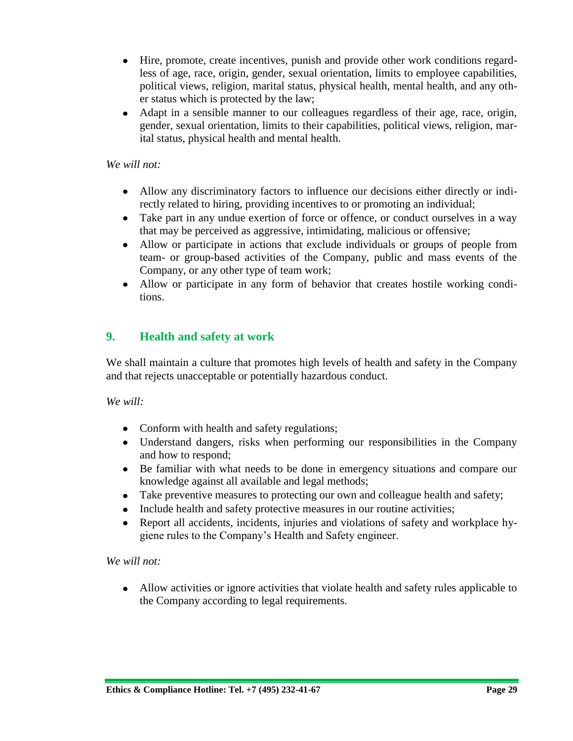- Hire, promote, create incentives, punish and provide other work conditions regardless of age, race, origin, gender, sexual orientation, limits to employee capabilities, political views, religion, marital status, physical health, mental health, and any other status which is protected by the law;
- Adapt in a sensible manner to our colleagues regardless of their age, race, origin, gender, sexual orientation, limits to their capabilities, political views, religion, marital status, physical health and mental health.

*We will not:*

- Allow any discriminatory factors to influence our decisions either directly or indirectly related to hiring, providing incentives to or promoting an individual;
- Take part in any undue exertion of force or offence, or conduct ourselves in a way that may be perceived as aggressive, intimidating, malicious or offensive;
- Allow or participate in actions that exclude individuals or groups of people from team- or group-based activities of the Company, public and mass events of the Company, or any other type of team work;
- Allow or participate in any form of behavior that creates hostile working conditions.

## 9. Health and safety at work

We shall maintain a culture that promotes high levels of health and safety in the Company and that rejects unacceptable or potentially hazardous conduct.

*We will:*

- Conform with health and safety regulations;
- Understand dangers, risks when performing our responsibilities in the Company and how to respond;
- Be familiar with what needs to be done in emergency situations and compare our knowledge against all available and legal methods;
- Take preventive measures to protecting our own and colleague health and safety;
- Include health and safety protective measures in our routine activities;
- Report all accidents, incidents, injuries and violations of safety and workplace hygiene rules to the Company's Health and Safety engineer.

*We will not:*

- Allow activities or ignore activities that violate health and safety rules applicable to the Company according to legal requirements.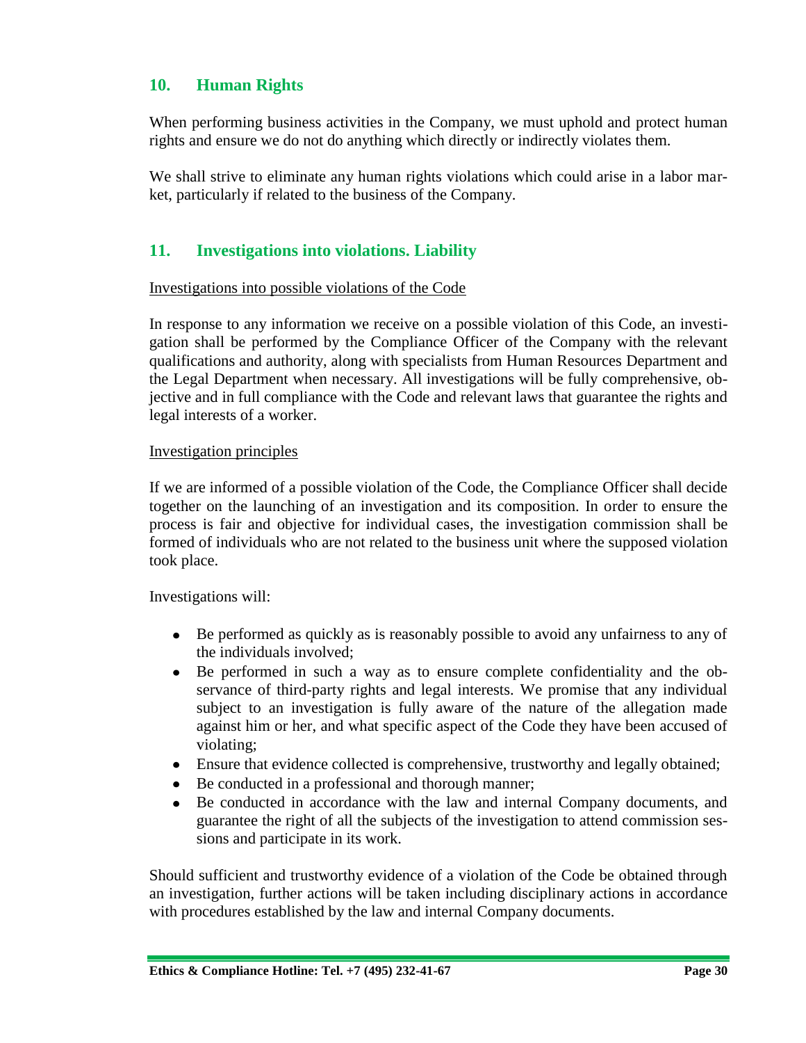## 10. Human Rights

When performing business activities in the Company, we must uphold and protect human rights and ensure we do not do anything which directly or indirectly violates them.

We shall strive to eliminate any human rights violations which could arise in a labor market, particularly if related to the business of the Company.

## 11. Investigations into violations. Liability

<u>Investigations into possible violations of the Code</u>

In response to any information we receive on a possible violation of this Code, an investigation shall be performed by the Compliance Officer of the Company with the relevant qualifications and authority, along with specialists from Human Resources Department and the Legal Department when necessary. All investigations will be fully comprehensive, objective and in full compliance with the Code and relevant laws that guarantee the rights and legal interests of a worker.

<u>Investigation principles</u>

If we are informed of a possible violation of the Code, the Compliance Officer shall decide together on the launching of an investigation and its composition. In order to ensure the process is fair and objective for individual cases, the investigation commission shall be formed of individuals who are not related to the business unit where the supposed violation took place.

Investigations will:

- Be performed as quickly as is reasonably possible to avoid any unfairness to any of the individuals involved;
- Be performed in such a way as to ensure complete confidentiality and the observance of third-party rights and legal interests. We promise that any individual subject to an investigation is fully aware of the nature of the allegation made against him or her, and what specific aspect of the Code they have been accused of violating;
- Ensure that evidence collected is comprehensive, trustworthy and legally obtained;
- Be conducted in a professional and thorough manner;
- Be conducted in accordance with the law and internal Company documents, and guarantee the right of all the subjects of the investigation to attend commission sessions and participate in its work.

Should sufficient and trustworthy evidence of a violation of the Code be obtained through an investigation, further actions will be taken including disciplinary actions in accordance with procedures established by the law and internal Company documents.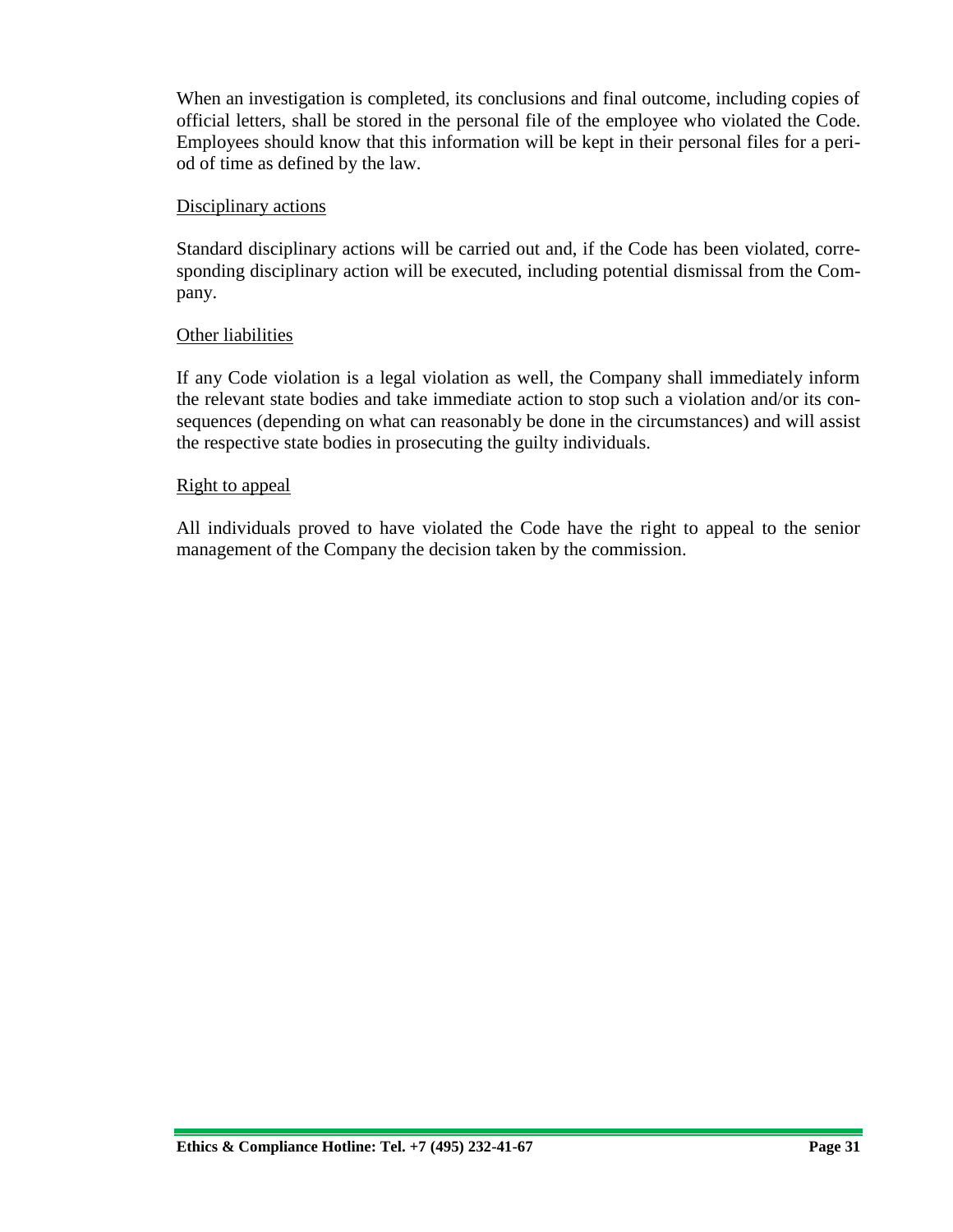When an investigation is completed, its conclusions and final outcome, including copies of official letters, shall be stored in the personal file of the employee who violated the Code. Employees should know that this information will be kept in their personal files for a period of time as defined by the law.

<u>Disciplinary actions</u>

Standard disciplinary actions will be carried out and, if the Code has been violated, corresponding disciplinary action will be executed, including potential dismissal from the Company.

<u>Other liabilities</u>

If any Code violation is a legal violation as well, the Company shall immediately inform the relevant state bodies and take immediate action to stop such a violation and/or its consequences (depending on what can reasonably be done in the circumstances) and will assist the respective state bodies in prosecuting the guilty individuals.

<u>Right to appeal</u>

All individuals proved to have violated the Code have the right to appeal to the senior management of the Company the decision taken by the commission.